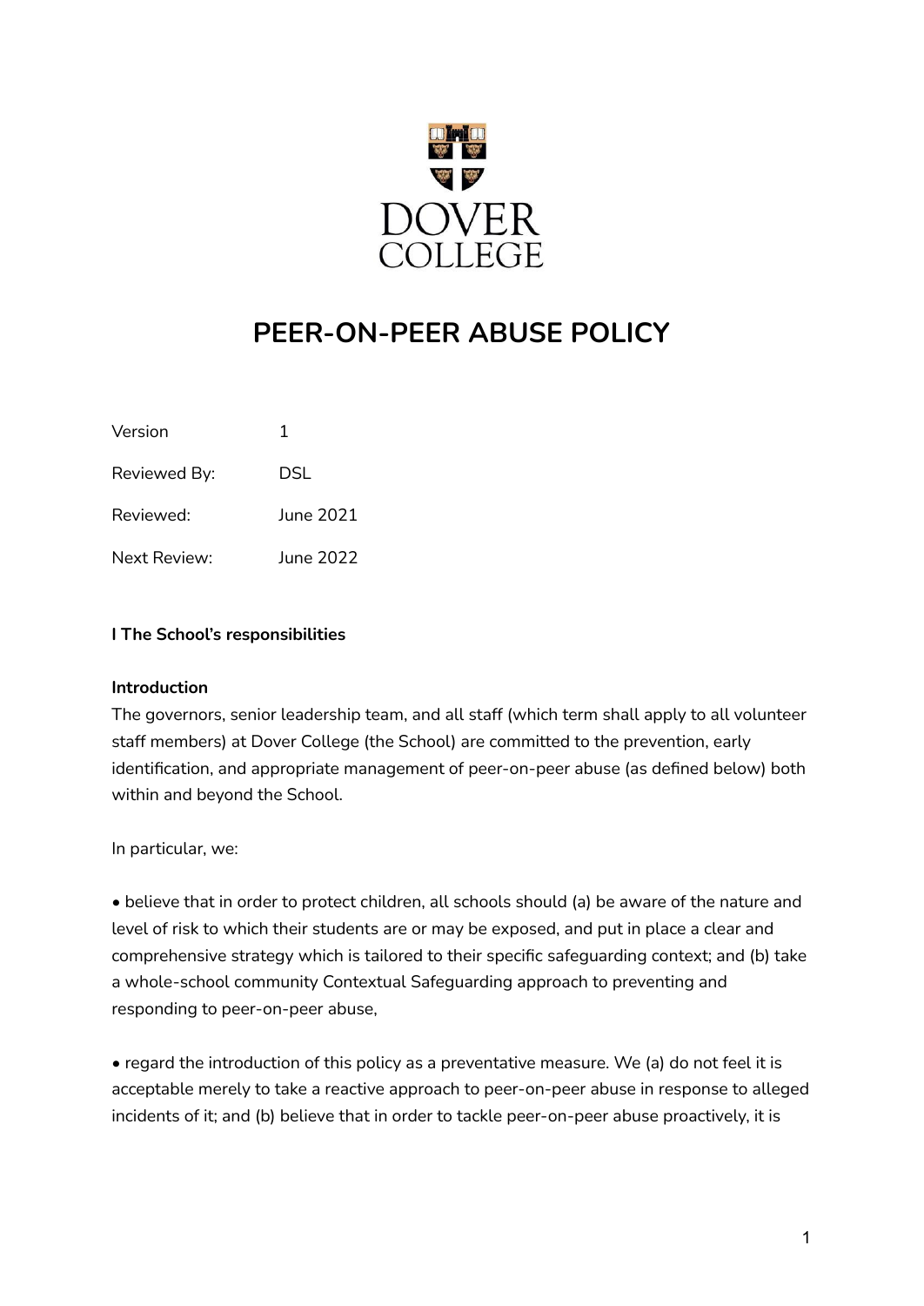# PEER-ON-PEER ABUSE POLICY

| Version | 1 |
| --- | --- |
| Reviewed By: | DSL |
| Reviewed: | June 2021 |
| Next Review: | June 2022 |

## I The School's responsibilities

### Introduction

The governors, senior leadership team, and all staff (which term shall apply to all volunteer staff members) at Dover College (the School) are committed to the prevention, early identification, and appropriate management of peer-on-peer abuse (as defined below) both within and beyond the School.

In particular, we:

• believe that in order to protect children, all schools should (a) be aware of the nature and level of risk to which their students are or may be exposed, and put in place a clear and comprehensive strategy which is tailored to their specific safeguarding context; and (b) take a whole-school community Contextual Safeguarding approach to preventing and responding to peer-on-peer abuse,

• regard the introduction of this policy as a preventative measure. We (a) do not feel it is acceptable merely to take a reactive approach to peer-on-peer abuse in response to alleged incidents of it; and (b) believe that in order to tackle peer-on-peer abuse proactively, it is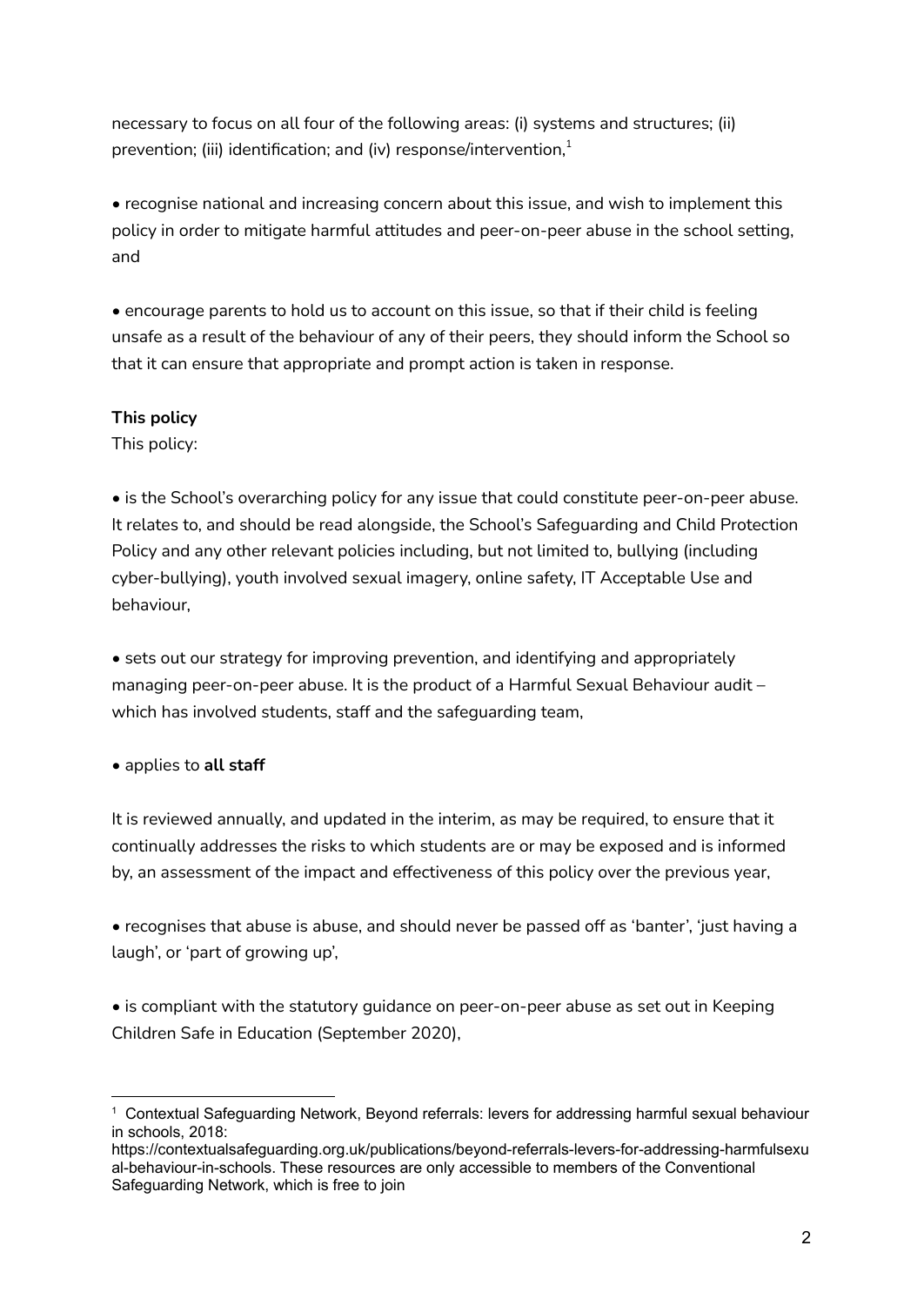necessary to focus on all four of the following areas: (i) systems and structures; (ii) prevention; (iii) identification; and (iv) response/intervention,[1]

- recognise national and increasing concern about this issue, and wish to implement this policy in order to mitigate harmful attitudes and peer-on-peer abuse in the school setting, and

- encourage parents to hold us to account on this issue, so that if their child is feeling unsafe as a result of the behaviour of any of their peers, they should inform the School so that it can ensure that appropriate and prompt action is taken in response.

**This policy**

This policy:

- is the School's overarching policy for any issue that could constitute peer-on-peer abuse. It relates to, and should be read alongside, the School's Safeguarding and Child Protection Policy and any other relevant policies including, but not limited to, bullying (including cyber-bullying), youth involved sexual imagery, online safety, IT Acceptable Use and behaviour,

- sets out our strategy for improving prevention, and identifying and appropriately managing peer-on-peer abuse. It is the product of a Harmful Sexual Behaviour audit – which has involved students, staff and the safeguarding team,

- applies to **all staff**

It is reviewed annually, and updated in the interim, as may be required, to ensure that it continually addresses the risks to which students are or may be exposed and is informed by, an assessment of the impact and effectiveness of this policy over the previous year,

- recognises that abuse is abuse, and should never be passed off as 'banter', 'just having a laugh', or 'part of growing up',

- is compliant with the statutory guidance on peer-on-peer abuse as set out in Keeping Children Safe in Education (September 2020),

---

[1] Contextual Safeguarding Network, Beyond referrals: levers for addressing harmful sexual behaviour in schools, 2018: https://contextualsafeguarding.org.uk/publications/beyond-referrals-levers-for-addressing-harmfulsexual-behaviour-in-schools. These resources are only accessible to members of the Conventional Safeguarding Network, which is free to join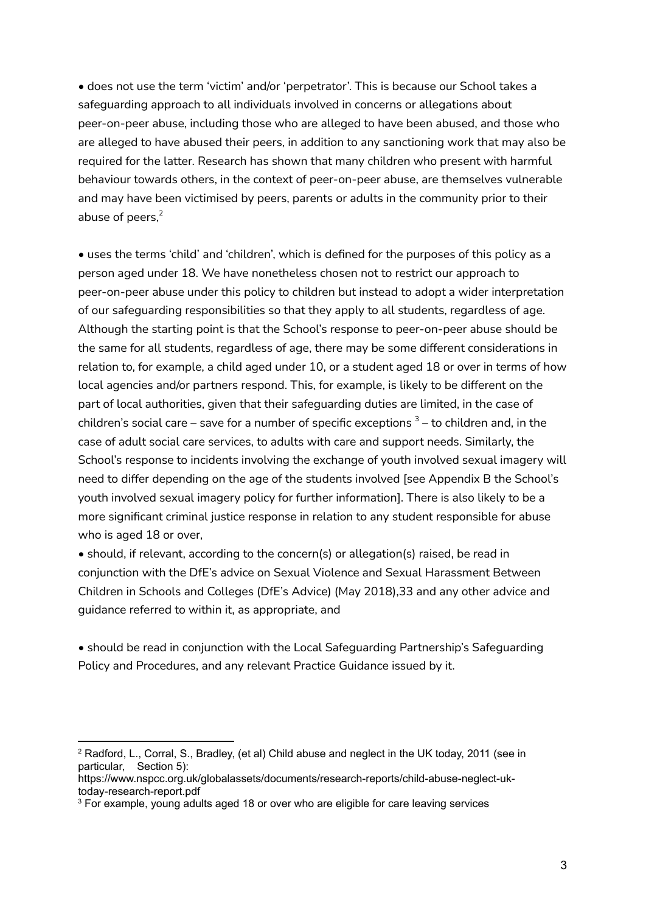- does not use the term 'victim' and/or 'perpetrator'. This is because our School takes a safeguarding approach to all individuals involved in concerns or allegations about peer-on-peer abuse, including those who are alleged to have been abused, and those who are alleged to have abused their peers, in addition to any sanctioning work that may also be required for the latter. Research has shown that many children who present with harmful behaviour towards others, in the context of peer-on-peer abuse, are themselves vulnerable and may have been victimised by peers, parents or adults in the community prior to their abuse of peers,[2]

- uses the terms 'child' and 'children', which is defined for the purposes of this policy as a person aged under 18. We have nonetheless chosen not to restrict our approach to peer-on-peer abuse under this policy to children but instead to adopt a wider interpretation of our safeguarding responsibilities so that they apply to all students, regardless of age. Although the starting point is that the School's response to peer-on-peer abuse should be the same for all students, regardless of age, there may be some different considerations in relation to, for example, a child aged under 10, or a student aged 18 or over in terms of how local agencies and/or partners respond. This, for example, is likely to be different on the part of local authorities, given that their safeguarding duties are limited, in the case of children's social care – save for a number of specific exceptions [3] – to children and, in the case of adult social care services, to adults with care and support needs. Similarly, the School's response to incidents involving the exchange of youth involved sexual imagery will need to differ depending on the age of the students involved [see Appendix B the School's youth involved sexual imagery policy for further information]. There is also likely to be a more significant criminal justice response in relation to any student responsible for abuse who is aged 18 or over,
- should, if relevant, according to the concern(s) or allegation(s) raised, be read in conjunction with the DfE's advice on Sexual Violence and Sexual Harassment Between Children in Schools and Colleges (DfE's Advice) (May 2018),33 and any other advice and guidance referred to within it, as appropriate, and

- should be read in conjunction with the Local Safeguarding Partnership's Safeguarding Policy and Procedures, and any relevant Practice Guidance issued by it.

---

[2] Radford, L., Corral, S., Bradley, (et al) Child abuse and neglect in the UK today, 2011 (see in particular, Section 5): https://www.nspcc.org.uk/globalassets/documents/research-reports/child-abuse-neglect-uk-today-research-report.pdf

[3] For example, young adults aged 18 or over who are eligible for care leaving services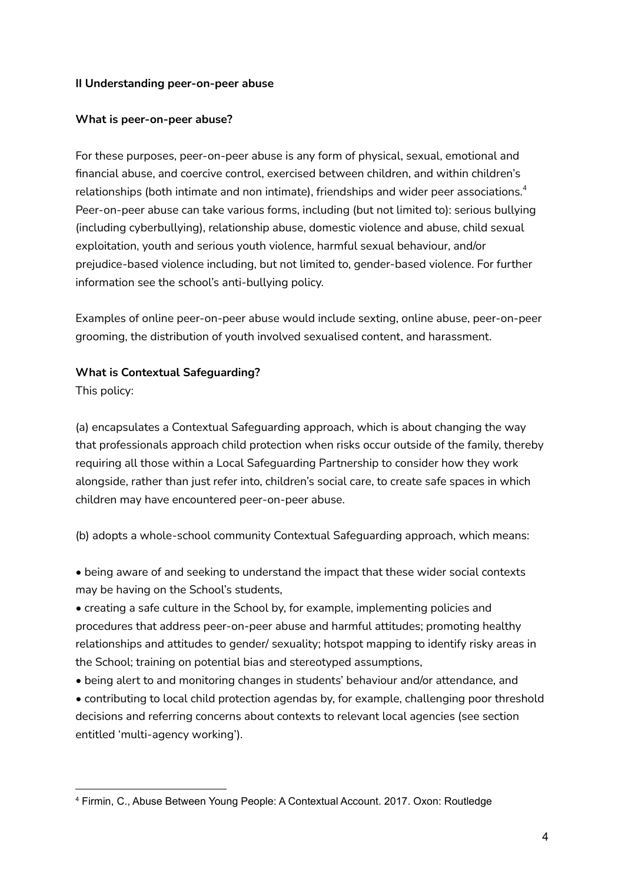**II Understanding peer-on-peer abuse**

**What is peer-on-peer abuse?**

For these purposes, peer-on-peer abuse is any form of physical, sexual, emotional and financial abuse, and coercive control, exercised between children, and within children's relationships (both intimate and non intimate), friendships and wider peer associations.[4] Peer-on-peer abuse can take various forms, including (but not limited to): serious bullying (including cyberbullying), relationship abuse, domestic violence and abuse, child sexual exploitation, youth and serious youth violence, harmful sexual behaviour, and/or prejudice-based violence including, but not limited to, gender-based violence. For further information see the school's anti-bullying policy.

Examples of online peer-on-peer abuse would include sexting, online abuse, peer-on-peer grooming, the distribution of youth involved sexualised content, and harassment.

**What is Contextual Safeguarding?**

This policy:

(a) encapsulates a Contextual Safeguarding approach, which is about changing the way that professionals approach child protection when risks occur outside of the family, thereby requiring all those within a Local Safeguarding Partnership to consider how they work alongside, rather than just refer into, children's social care, to create safe spaces in which children may have encountered peer-on-peer abuse.

(b) adopts a whole-school community Contextual Safeguarding approach, which means:

- being aware of and seeking to understand the impact that these wider social contexts may be having on the School's students,
- creating a safe culture in the School by, for example, implementing policies and procedures that address peer-on-peer abuse and harmful attitudes; promoting healthy relationships and attitudes to gender/ sexuality; hotspot mapping to identify risky areas in the School; training on potential bias and stereotyped assumptions,
- being alert to and monitoring changes in students' behaviour and/or attendance, and
- contributing to local child protection agendas by, for example, challenging poor threshold decisions and referring concerns about contexts to relevant local agencies (see section entitled 'multi-agency working').

---

[4] Firmin, C., Abuse Between Young People: A Contextual Account. 2017. Oxon: Routledge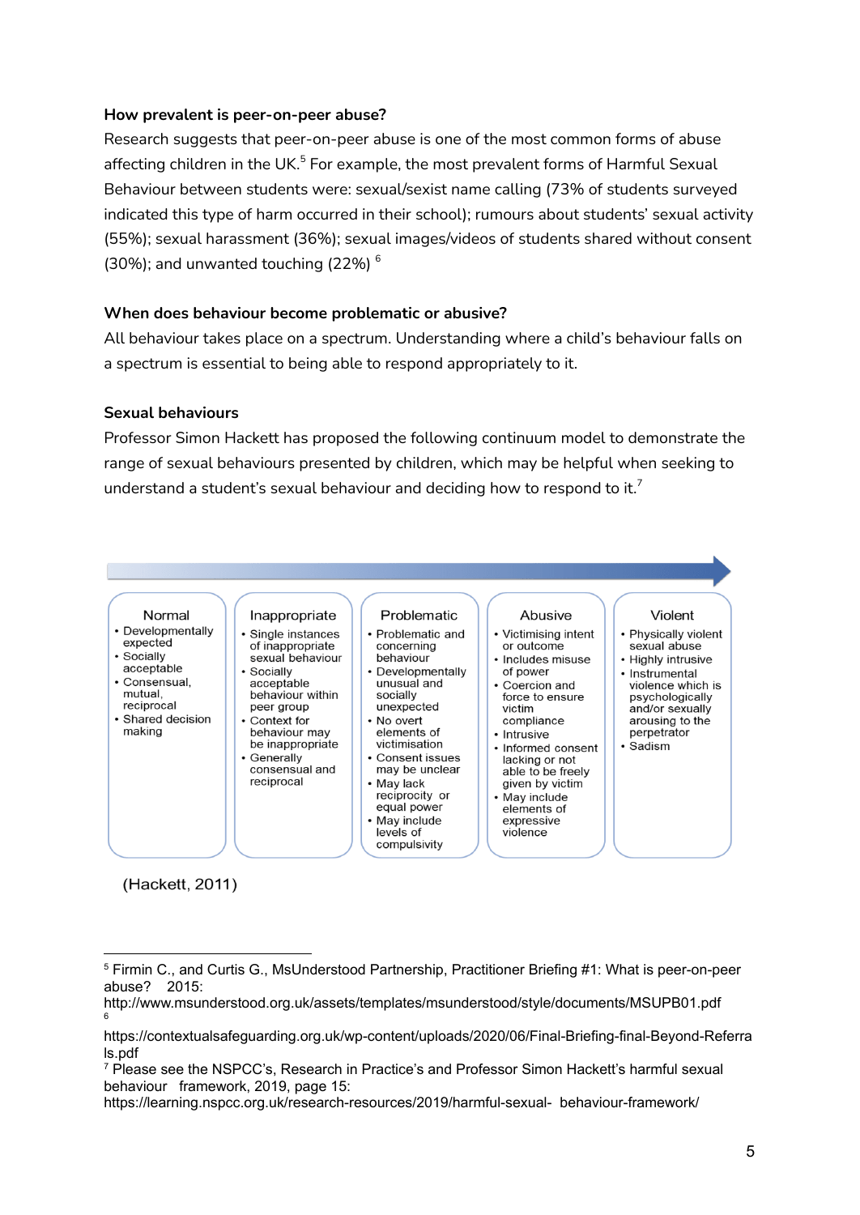**How prevalent is peer-on-peer abuse?**

Research suggests that peer-on-peer abuse is one of the most common forms of abuse affecting children in the UK.[5] For example, the most prevalent forms of Harmful Sexual Behaviour between students were: sexual/sexist name calling (73% of students surveyed indicated this type of harm occurred in their school); rumours about students' sexual activity (55%); sexual harassment (36%); sexual images/videos of students shared without consent (30%); and unwanted touching (22%) [6]

**When does behaviour become problematic or abusive?**

All behaviour takes place on a spectrum. Understanding where a child's behaviour falls on a spectrum is essential to being able to respond appropriately to it.

**Sexual behaviours**

Professor Simon Hackett has proposed the following continuum model to demonstrate the range of sexual behaviours presented by children, which may be helpful when seeking to understand a student's sexual behaviour and deciding how to respond to it.[7]

| Normal | Inappropriate | Problematic | Abusive | Violent |
| --- | --- | --- | --- | --- |
| • Developmentally expected<br>• Socially acceptable<br>• Consensual, mutual, reciprocal<br>• Shared decision making | • Single instances of inappropriate sexual behaviour<br>• Socially acceptable behaviour within peer group<br>• Context for behaviour may be inappropriate<br>• Generally consensual and reciprocal | • Problematic and concerning behaviour<br>• Developmentally unusual and socially unexpected<br>• No overt elements of victimisation<br>• Consent issues may be unclear<br>• May lack reciprocity or equal power<br>• May include levels of compulsivity | • Victimising intent or outcome<br>• Includes misuse of power<br>• Coercion and force to ensure victim compliance<br>• Intrusive<br>• Informed consent lacking or not able to be freely given by victim<br>• May include elements of expressive violence | • Physically violent sexual abuse<br>• Highly intrusive<br>• Instrumental violence which is psychologically and/or sexually arousing to the perpetrator<br>• Sadism |

(Hackett, 2011)

---

[5] Firmin C., and Curtis G., MsUnderstood Partnership, Practitioner Briefing #1: What is peer-on-peer abuse? 2015: http://www.msunderstood.org.uk/assets/templates/msunderstood/style/documents/MSUPB01.pdf

[6] https://contextualsafeguarding.org.uk/wp-content/uploads/2020/06/Final-Briefing-final-Beyond-Referrals.pdf

[7] Please see the NSPCC's, Research in Practice's and Professor Simon Hackett's harmful sexual behaviour framework, 2019, page 15: https://learning.nspcc.org.uk/research-resources/2019/harmful-sexual- behaviour-framework/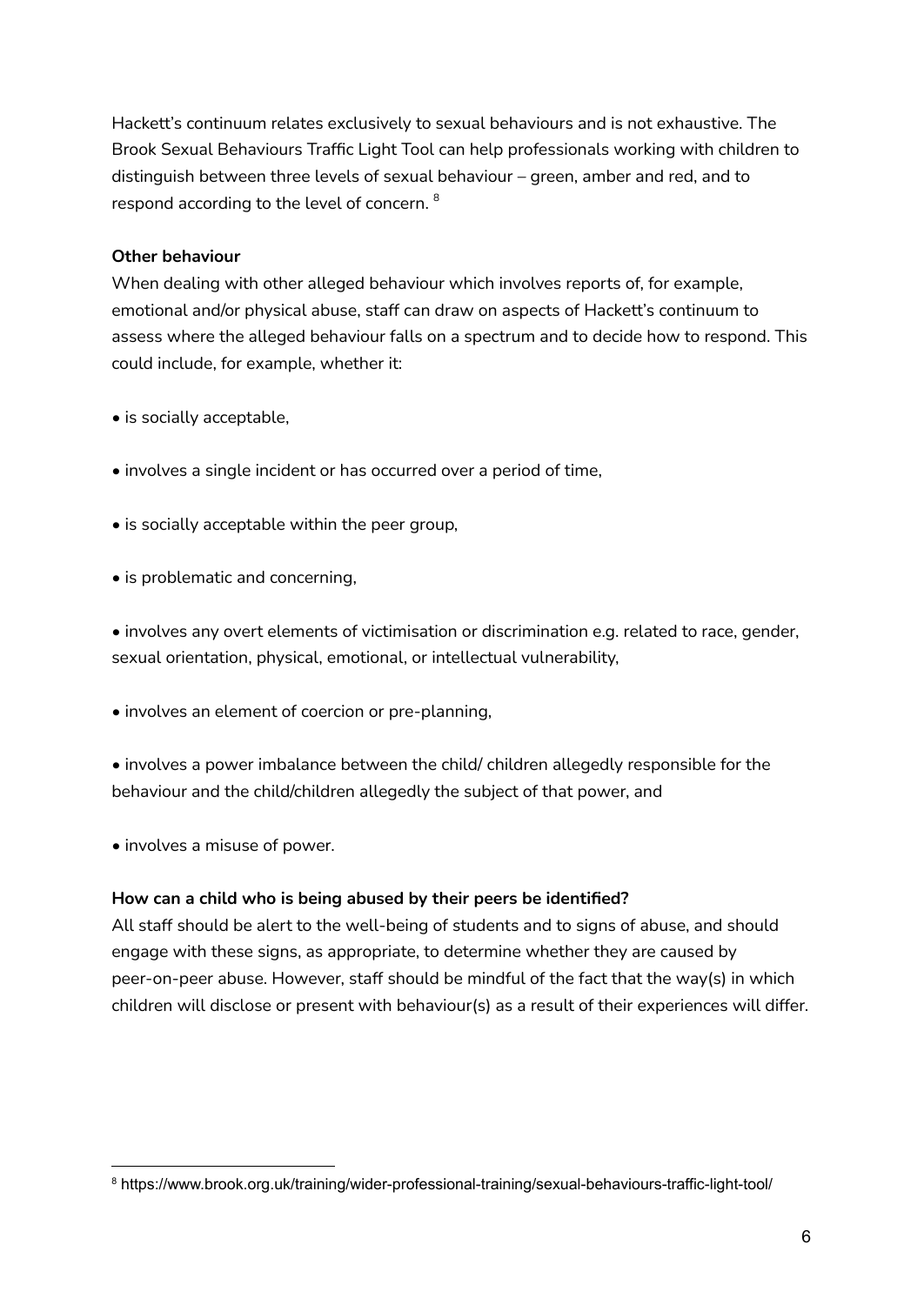Hackett's continuum relates exclusively to sexual behaviours and is not exhaustive. The Brook Sexual Behaviours Traffic Light Tool can help professionals working with children to distinguish between three levels of sexual behaviour – green, amber and red, and to respond according to the level of concern. [8]

**Other behaviour**

When dealing with other alleged behaviour which involves reports of, for example, emotional and/or physical abuse, staff can draw on aspects of Hackett's continuum to assess where the alleged behaviour falls on a spectrum and to decide how to respond. This could include, for example, whether it:

- is socially acceptable,
- involves a single incident or has occurred over a period of time,
- is socially acceptable within the peer group,
- is problematic and concerning,
- involves any overt elements of victimisation or discrimination e.g. related to race, gender, sexual orientation, physical, emotional, or intellectual vulnerability,
- involves an element of coercion or pre-planning,
- involves a power imbalance between the child/ children allegedly responsible for the behaviour and the child/children allegedly the subject of that power, and
- involves a misuse of power.

**How can a child who is being abused by their peers be identified?**

All staff should be alert to the well-being of students and to signs of abuse, and should engage with these signs, as appropriate, to determine whether they are caused by peer-on-peer abuse. However, staff should be mindful of the fact that the way(s) in which children will disclose or present with behaviour(s) as a result of their experiences will differ.

---

[8] https://www.brook.org.uk/training/wider-professional-training/sexual-behaviours-traffic-light-tool/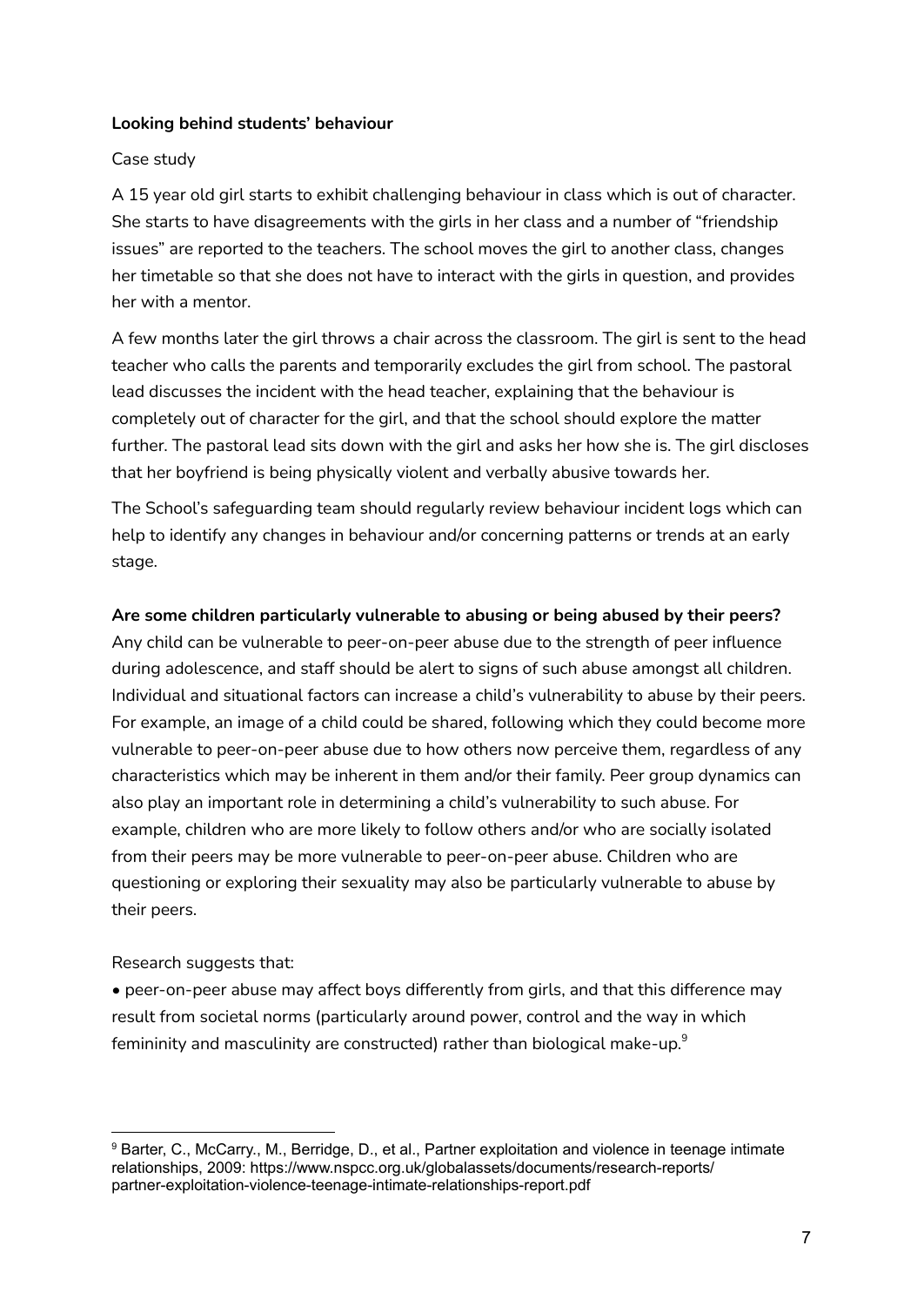**Looking behind students' behaviour**

Case study

A 15 year old girl starts to exhibit challenging behaviour in class which is out of character. She starts to have disagreements with the girls in her class and a number of "friendship issues" are reported to the teachers. The school moves the girl to another class, changes her timetable so that she does not have to interact with the girls in question, and provides her with a mentor.

A few months later the girl throws a chair across the classroom. The girl is sent to the head teacher who calls the parents and temporarily excludes the girl from school. The pastoral lead discusses the incident with the head teacher, explaining that the behaviour is completely out of character for the girl, and that the school should explore the matter further. The pastoral lead sits down with the girl and asks her how she is. The girl discloses that her boyfriend is being physically violent and verbally abusive towards her.

The School's safeguarding team should regularly review behaviour incident logs which can help to identify any changes in behaviour and/or concerning patterns or trends at an early stage.

**Are some children particularly vulnerable to abusing or being abused by their peers?**

Any child can be vulnerable to peer-on-peer abuse due to the strength of peer influence during adolescence, and staff should be alert to signs of such abuse amongst all children. Individual and situational factors can increase a child's vulnerability to abuse by their peers. For example, an image of a child could be shared, following which they could become more vulnerable to peer-on-peer abuse due to how others now perceive them, regardless of any characteristics which may be inherent in them and/or their family. Peer group dynamics can also play an important role in determining a child's vulnerability to such abuse. For example, children who are more likely to follow others and/or who are socially isolated from their peers may be more vulnerable to peer-on-peer abuse. Children who are questioning or exploring their sexuality may also be particularly vulnerable to abuse by their peers.

Research suggests that:

- peer-on-peer abuse may affect boys differently from girls, and that this difference may result from societal norms (particularly around power, control and the way in which femininity and masculinity are constructed) rather than biological make-up.[9]

[9] Barter, C., McCarry., M., Berridge, D., et al., Partner exploitation and violence in teenage intimate relationships, 2009: https://www.nspcc.org.uk/globalassets/documents/research-reports/partner-exploitation-violence-teenage-intimate-relationships-report.pdf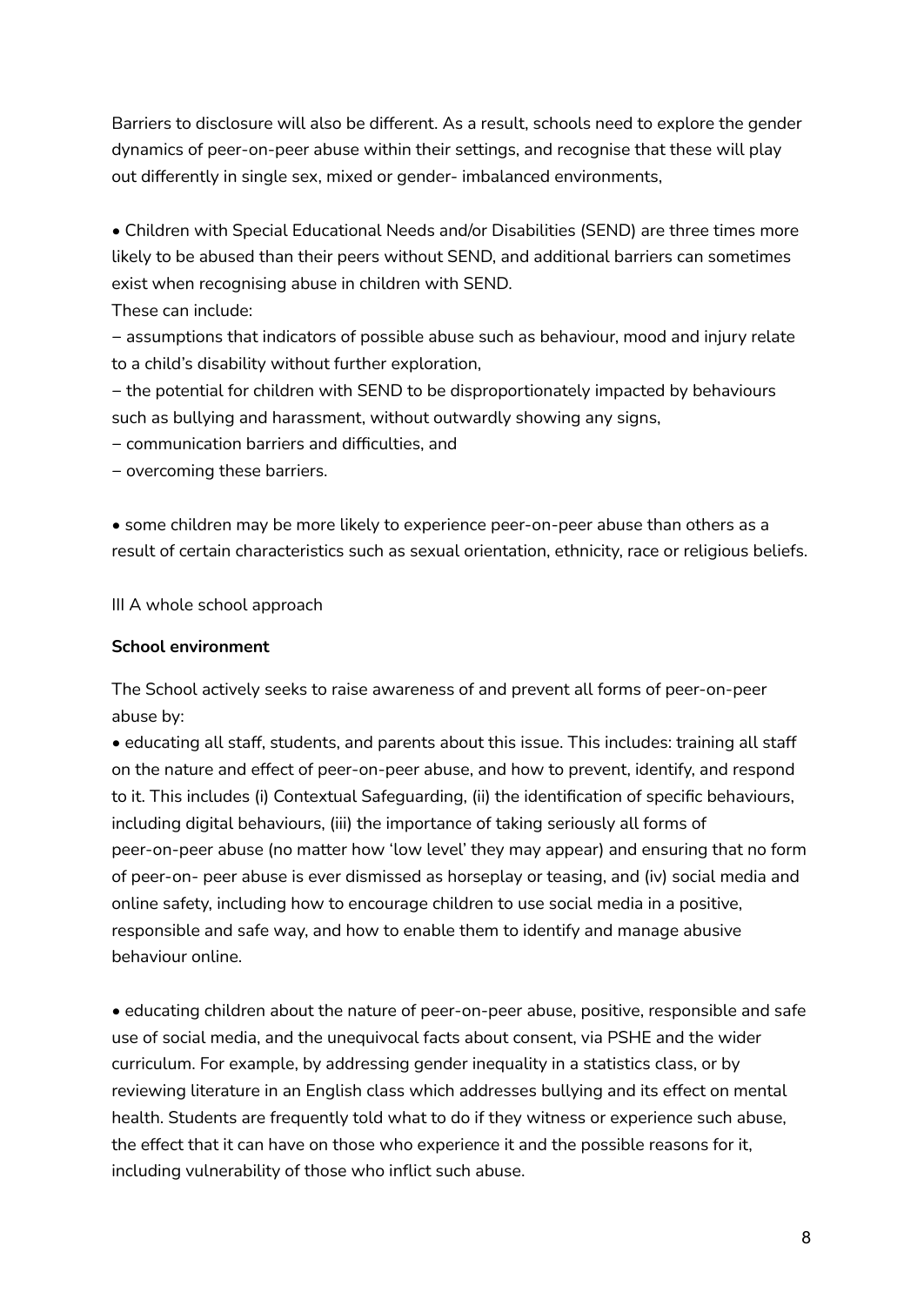Barriers to disclosure will also be different. As a result, schools need to explore the gender dynamics of peer-on-peer abuse within their settings, and recognise that these will play out differently in single sex, mixed or gender- imbalanced environments,

• Children with Special Educational Needs and/or Disabilities (SEND) are three times more likely to be abused than their peers without SEND, and additional barriers can sometimes exist when recognising abuse in children with SEND.
These can include:
– assumptions that indicators of possible abuse such as behaviour, mood and injury relate to a child's disability without further exploration,
– the potential for children with SEND to be disproportionately impacted by behaviours such as bullying and harassment, without outwardly showing any signs,
– communication barriers and difficulties, and
– overcoming these barriers.

• some children may be more likely to experience peer-on-peer abuse than others as a result of certain characteristics such as sexual orientation, ethnicity, race or religious beliefs.

III A whole school approach

**School environment**

The School actively seeks to raise awareness of and prevent all forms of peer-on-peer abuse by:

• educating all staff, students, and parents about this issue. This includes: training all staff on the nature and effect of peer-on-peer abuse, and how to prevent, identify, and respond to it. This includes (i) Contextual Safeguarding, (ii) the identification of specific behaviours, including digital behaviours, (iii) the importance of taking seriously all forms of peer-on-peer abuse (no matter how 'low level' they may appear) and ensuring that no form of peer-on- peer abuse is ever dismissed as horseplay or teasing, and (iv) social media and online safety, including how to encourage children to use social media in a positive, responsible and safe way, and how to enable them to identify and manage abusive behaviour online.

• educating children about the nature of peer-on-peer abuse, positive, responsible and safe use of social media, and the unequivocal facts about consent, via PSHE and the wider curriculum. For example, by addressing gender inequality in a statistics class, or by reviewing literature in an English class which addresses bullying and its effect on mental health. Students are frequently told what to do if they witness or experience such abuse, the effect that it can have on those who experience it and the possible reasons for it, including vulnerability of those who inflict such abuse.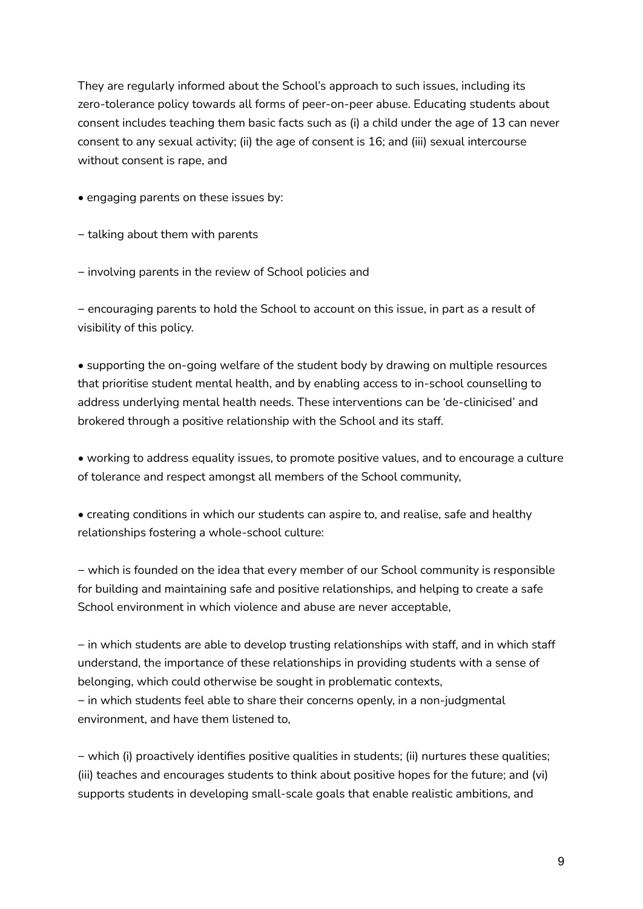They are regularly informed about the School's approach to such issues, including its zero-tolerance policy towards all forms of peer-on-peer abuse. Educating students about consent includes teaching them basic facts such as (i) a child under the age of 13 can never consent to any sexual activity; (ii) the age of consent is 16; and (iii) sexual intercourse without consent is rape, and

• engaging parents on these issues by:

– talking about them with parents

– involving parents in the review of School policies and

– encouraging parents to hold the School to account on this issue, in part as a result of visibility of this policy.

• supporting the on-going welfare of the student body by drawing on multiple resources that prioritise student mental health, and by enabling access to in-school counselling to address underlying mental health needs. These interventions can be 'de-clinicised' and brokered through a positive relationship with the School and its staff.

• working to address equality issues, to promote positive values, and to encourage a culture of tolerance and respect amongst all members of the School community,

• creating conditions in which our students can aspire to, and realise, safe and healthy relationships fostering a whole-school culture:

– which is founded on the idea that every member of our School community is responsible for building and maintaining safe and positive relationships, and helping to create a safe School environment in which violence and abuse are never acceptable,

– in which students are able to develop trusting relationships with staff, and in which staff understand, the importance of these relationships in providing students with a sense of belonging, which could otherwise be sought in problematic contexts,

– in which students feel able to share their concerns openly, in a non-judgmental environment, and have them listened to,

– which (i) proactively identifies positive qualities in students; (ii) nurtures these qualities; (iii) teaches and encourages students to think about positive hopes for the future; and (vi) supports students in developing small-scale goals that enable realistic ambitions, and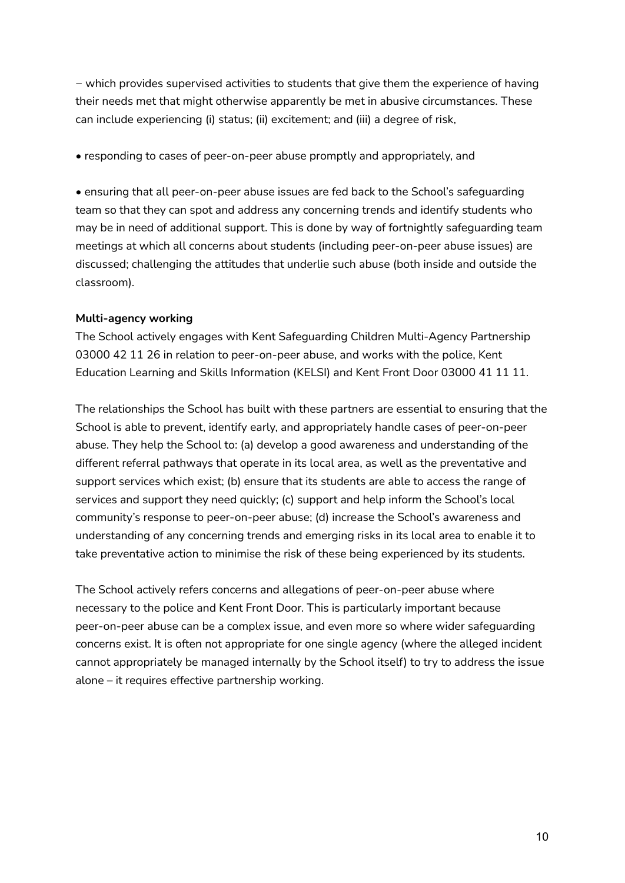– which provides supervised activities to students that give them the experience of having their needs met that might otherwise apparently be met in abusive circumstances. These can include experiencing (i) status; (ii) excitement; and (iii) a degree of risk,

- responding to cases of peer-on-peer abuse promptly and appropriately, and

- ensuring that all peer-on-peer abuse issues are fed back to the School's safeguarding team so that they can spot and address any concerning trends and identify students who may be in need of additional support. This is done by way of fortnightly safeguarding team meetings at which all concerns about students (including peer-on-peer abuse issues) are discussed; challenging the attitudes that underlie such abuse (both inside and outside the classroom).

**Multi-agency working**

The School actively engages with Kent Safeguarding Children Multi-Agency Partnership 03000 42 11 26 in relation to peer-on-peer abuse, and works with the police, Kent Education Learning and Skills Information (KELSI) and Kent Front Door 03000 41 11 11.

The relationships the School has built with these partners are essential to ensuring that the School is able to prevent, identify early, and appropriately handle cases of peer-on-peer abuse. They help the School to: (a) develop a good awareness and understanding of the different referral pathways that operate in its local area, as well as the preventative and support services which exist; (b) ensure that its students are able to access the range of services and support they need quickly; (c) support and help inform the School's local community's response to peer-on-peer abuse; (d) increase the School's awareness and understanding of any concerning trends and emerging risks in its local area to enable it to take preventative action to minimise the risk of these being experienced by its students.

The School actively refers concerns and allegations of peer-on-peer abuse where necessary to the police and Kent Front Door. This is particularly important because peer-on-peer abuse can be a complex issue, and even more so where wider safeguarding concerns exist. It is often not appropriate for one single agency (where the alleged incident cannot appropriately be managed internally by the School itself) to try to address the issue alone – it requires effective partnership working.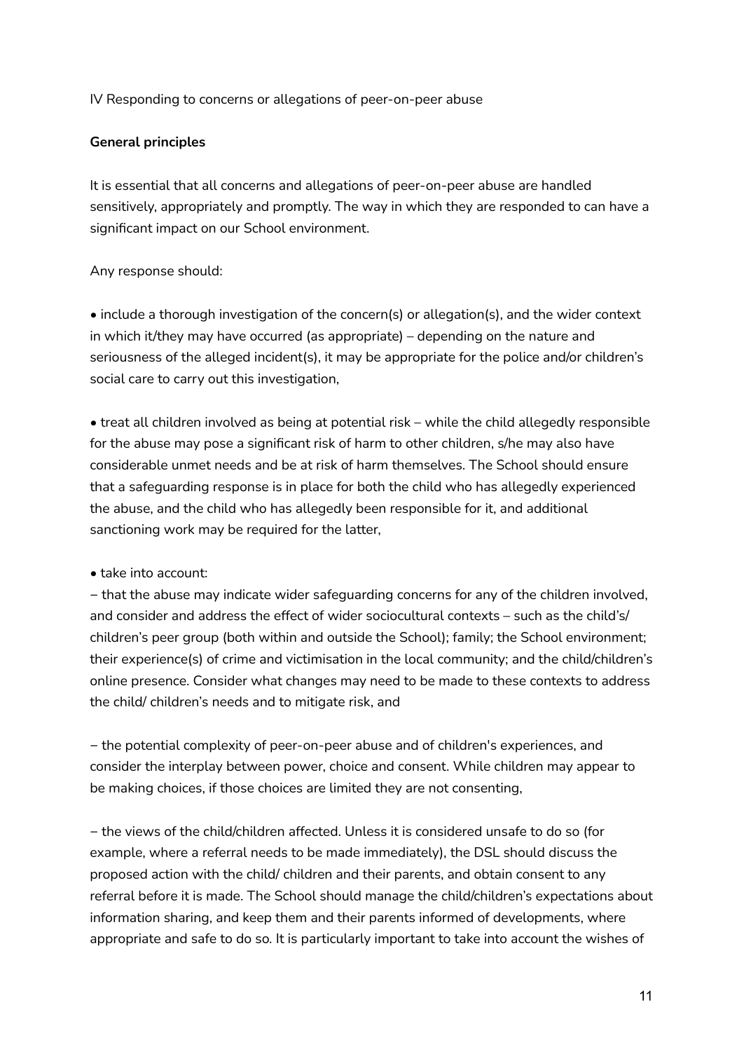IV Responding to concerns or allegations of peer-on-peer abuse

**General principles**

It is essential that all concerns and allegations of peer-on-peer abuse are handled sensitively, appropriately and promptly. The way in which they are responded to can have a significant impact on our School environment.

Any response should:

• include a thorough investigation of the concern(s) or allegation(s), and the wider context in which it/they may have occurred (as appropriate) – depending on the nature and seriousness of the alleged incident(s), it may be appropriate for the police and/or children's social care to carry out this investigation,

• treat all children involved as being at potential risk – while the child allegedly responsible for the abuse may pose a significant risk of harm to other children, s/he may also have considerable unmet needs and be at risk of harm themselves. The School should ensure that a safeguarding response is in place for both the child who has allegedly experienced the abuse, and the child who has allegedly been responsible for it, and additional sanctioning work may be required for the latter,

• take into account:

– that the abuse may indicate wider safeguarding concerns for any of the children involved, and consider and address the effect of wider sociocultural contexts – such as the child's/ children's peer group (both within and outside the School); family; the School environment; their experience(s) of crime and victimisation in the local community; and the child/children's online presence. Consider what changes may need to be made to these contexts to address the child/ children's needs and to mitigate risk, and

– the potential complexity of peer-on-peer abuse and of children's experiences, and consider the interplay between power, choice and consent. While children may appear to be making choices, if those choices are limited they are not consenting,

– the views of the child/children affected. Unless it is considered unsafe to do so (for example, where a referral needs to be made immediately), the DSL should discuss the proposed action with the child/ children and their parents, and obtain consent to any referral before it is made. The School should manage the child/children's expectations about information sharing, and keep them and their parents informed of developments, where appropriate and safe to do so. It is particularly important to take into account the wishes of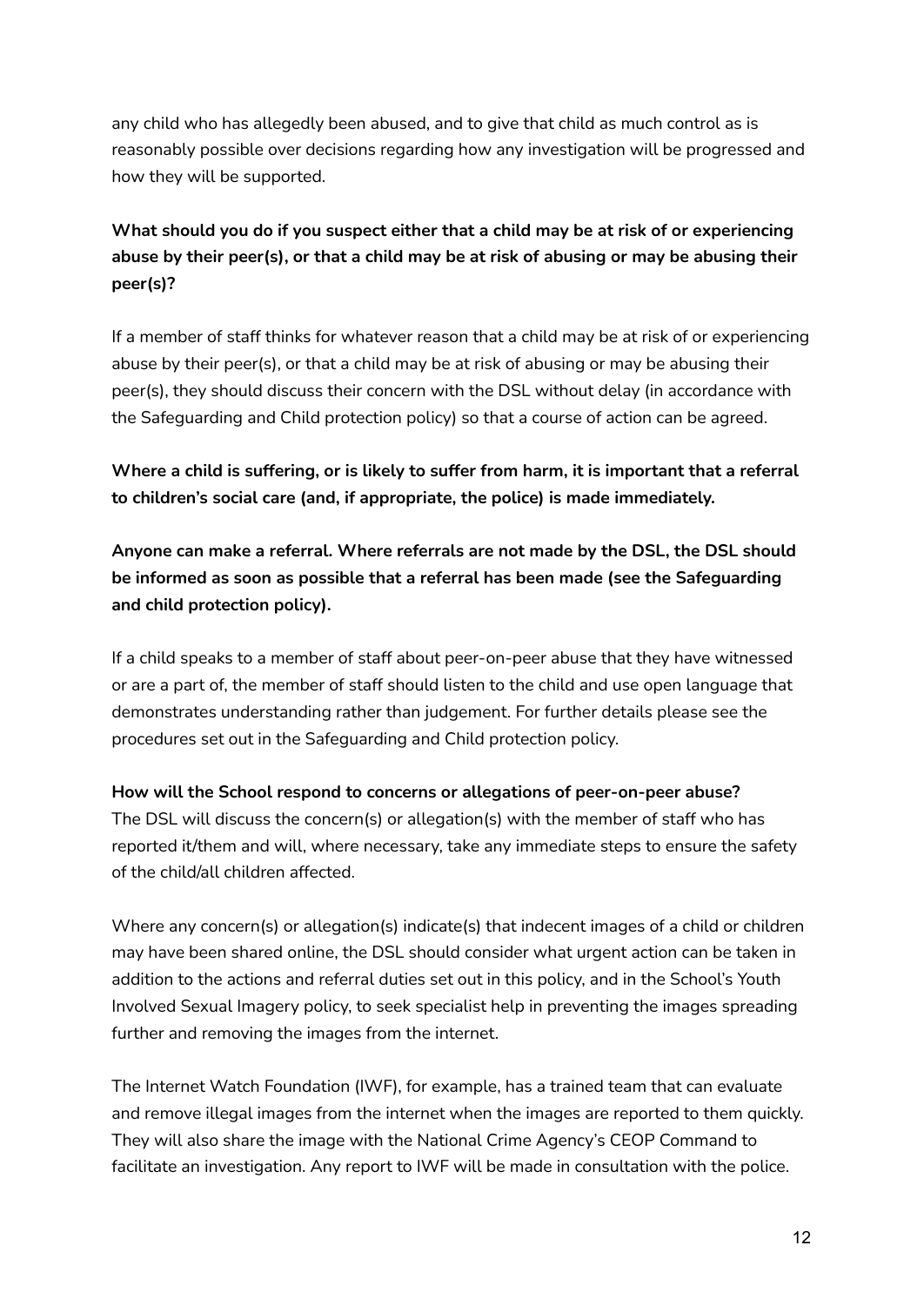any child who has allegedly been abused, and to give that child as much control as is reasonably possible over decisions regarding how any investigation will be progressed and how they will be supported.

**What should you do if you suspect either that a child may be at risk of or experiencing abuse by their peer(s), or that a child may be at risk of abusing or may be abusing their peer(s)?**

If a member of staff thinks for whatever reason that a child may be at risk of or experiencing abuse by their peer(s), or that a child may be at risk of abusing or may be abusing their peer(s), they should discuss their concern with the DSL without delay (in accordance with the Safeguarding and Child protection policy) so that a course of action can be agreed.

**Where a child is suffering, or is likely to suffer from harm, it is important that a referral to children's social care (and, if appropriate, the police) is made immediately.**

**Anyone can make a referral. Where referrals are not made by the DSL, the DSL should be informed as soon as possible that a referral has been made (see the Safeguarding and child protection policy).**

If a child speaks to a member of staff about peer-on-peer abuse that they have witnessed or are a part of, the member of staff should listen to the child and use open language that demonstrates understanding rather than judgement. For further details please see the procedures set out in the Safeguarding and Child protection policy.

**How will the School respond to concerns or allegations of peer-on-peer abuse?**
The DSL will discuss the concern(s) or allegation(s) with the member of staff who has reported it/them and will, where necessary, take any immediate steps to ensure the safety of the child/all children affected.

Where any concern(s) or allegation(s) indicate(s) that indecent images of a child or children may have been shared online, the DSL should consider what urgent action can be taken in addition to the actions and referral duties set out in this policy, and in the School's Youth Involved Sexual Imagery policy, to seek specialist help in preventing the images spreading further and removing the images from the internet.

The Internet Watch Foundation (IWF), for example, has a trained team that can evaluate and remove illegal images from the internet when the images are reported to them quickly. They will also share the image with the National Crime Agency's CEOP Command to facilitate an investigation. Any report to IWF will be made in consultation with the police.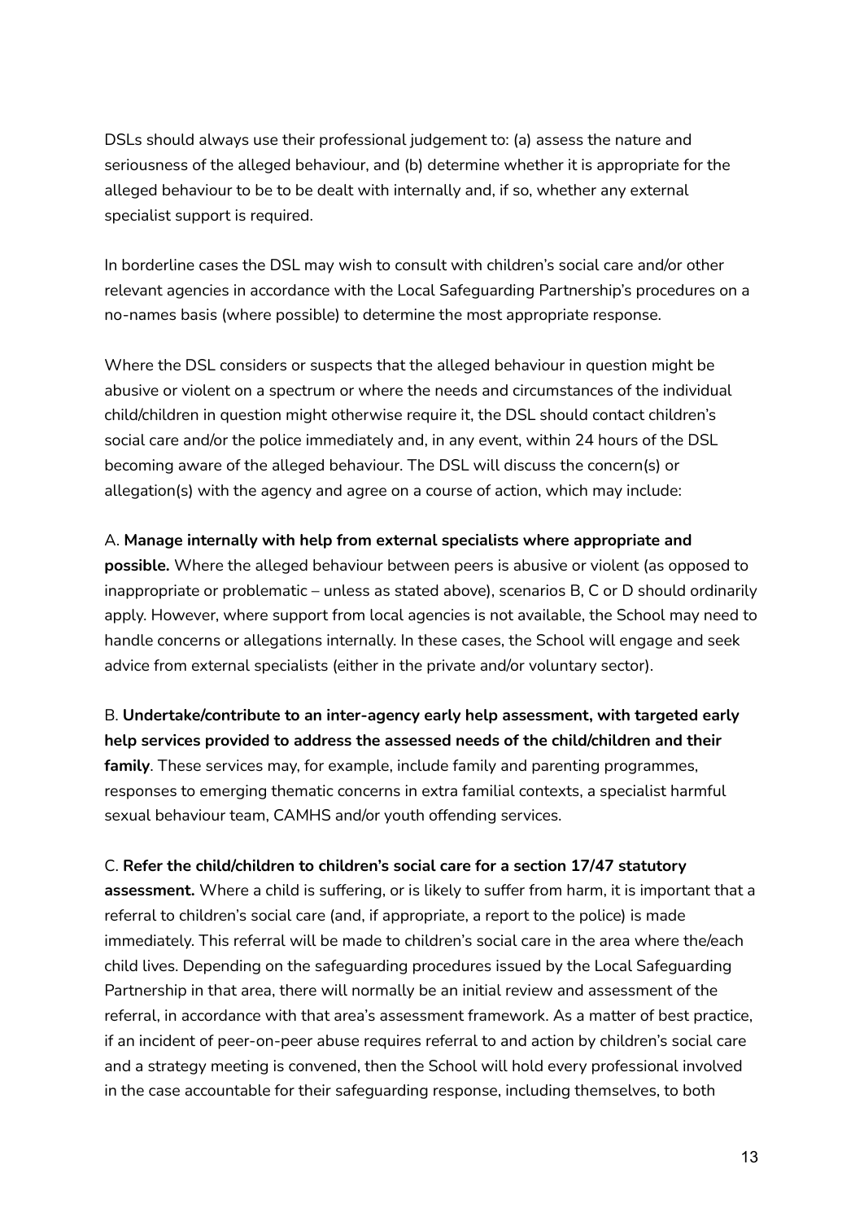DSLs should always use their professional judgement to: (a) assess the nature and seriousness of the alleged behaviour, and (b) determine whether it is appropriate for the alleged behaviour to be to be dealt with internally and, if so, whether any external specialist support is required.

In borderline cases the DSL may wish to consult with children's social care and/or other relevant agencies in accordance with the Local Safeguarding Partnership's procedures on a no-names basis (where possible) to determine the most appropriate response.

Where the DSL considers or suspects that the alleged behaviour in question might be abusive or violent on a spectrum or where the needs and circumstances of the individual child/children in question might otherwise require it, the DSL should contact children's social care and/or the police immediately and, in any event, within 24 hours of the DSL becoming aware of the alleged behaviour. The DSL will discuss the concern(s) or allegation(s) with the agency and agree on a course of action, which may include:

A. **Manage internally with help from external specialists where appropriate and possible.** Where the alleged behaviour between peers is abusive or violent (as opposed to inappropriate or problematic – unless as stated above), scenarios B, C or D should ordinarily apply. However, where support from local agencies is not available, the School may need to handle concerns or allegations internally. In these cases, the School will engage and seek advice from external specialists (either in the private and/or voluntary sector).

B. **Undertake/contribute to an inter-agency early help assessment, with targeted early help services provided to address the assessed needs of the child/children and their family**. These services may, for example, include family and parenting programmes, responses to emerging thematic concerns in extra familial contexts, a specialist harmful sexual behaviour team, CAMHS and/or youth offending services.

C. **Refer the child/children to children's social care for a section 17/47 statutory assessment.** Where a child is suffering, or is likely to suffer from harm, it is important that a referral to children's social care (and, if appropriate, a report to the police) is made immediately. This referral will be made to children's social care in the area where the/each child lives. Depending on the safeguarding procedures issued by the Local Safeguarding Partnership in that area, there will normally be an initial review and assessment of the referral, in accordance with that area's assessment framework. As a matter of best practice, if an incident of peer-on-peer abuse requires referral to and action by children's social care and a strategy meeting is convened, then the School will hold every professional involved in the case accountable for their safeguarding response, including themselves, to both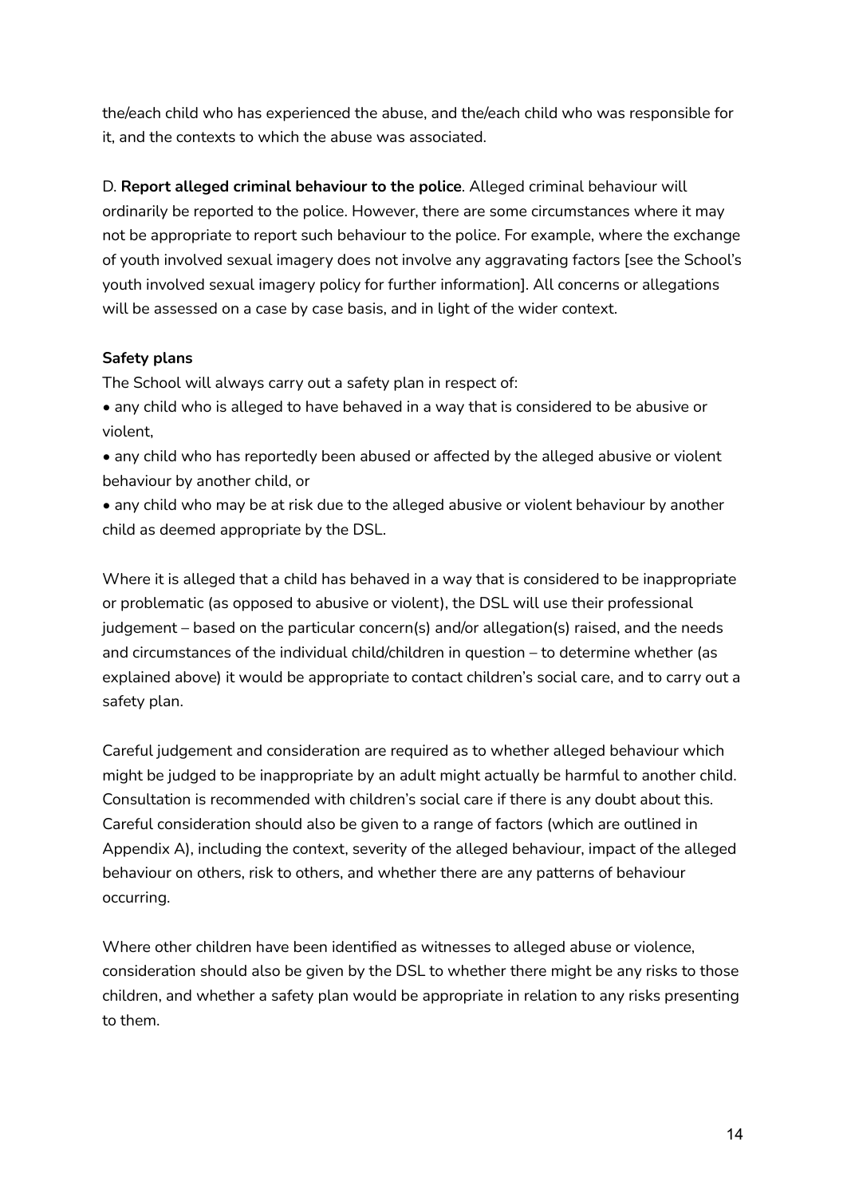the/each child who has experienced the abuse, and the/each child who was responsible for it, and the contexts to which the abuse was associated.

D. **Report alleged criminal behaviour to the police**. Alleged criminal behaviour will ordinarily be reported to the police. However, there are some circumstances where it may not be appropriate to report such behaviour to the police. For example, where the exchange of youth involved sexual imagery does not involve any aggravating factors [see the School's youth involved sexual imagery policy for further information]. All concerns or allegations will be assessed on a case by case basis, and in light of the wider context.

**Safety plans**

The School will always carry out a safety plan in respect of:

- any child who is alleged to have behaved in a way that is considered to be abusive or violent,
- any child who has reportedly been abused or affected by the alleged abusive or violent behaviour by another child, or
- any child who may be at risk due to the alleged abusive or violent behaviour by another child as deemed appropriate by the DSL.

Where it is alleged that a child has behaved in a way that is considered to be inappropriate or problematic (as opposed to abusive or violent), the DSL will use their professional judgement – based on the particular concern(s) and/or allegation(s) raised, and the needs and circumstances of the individual child/children in question – to determine whether (as explained above) it would be appropriate to contact children's social care, and to carry out a safety plan.

Careful judgement and consideration are required as to whether alleged behaviour which might be judged to be inappropriate by an adult might actually be harmful to another child. Consultation is recommended with children's social care if there is any doubt about this. Careful consideration should also be given to a range of factors (which are outlined in Appendix A), including the context, severity of the alleged behaviour, impact of the alleged behaviour on others, risk to others, and whether there are any patterns of behaviour occurring.

Where other children have been identified as witnesses to alleged abuse or violence, consideration should also be given by the DSL to whether there might be any risks to those children, and whether a safety plan would be appropriate in relation to any risks presenting to them.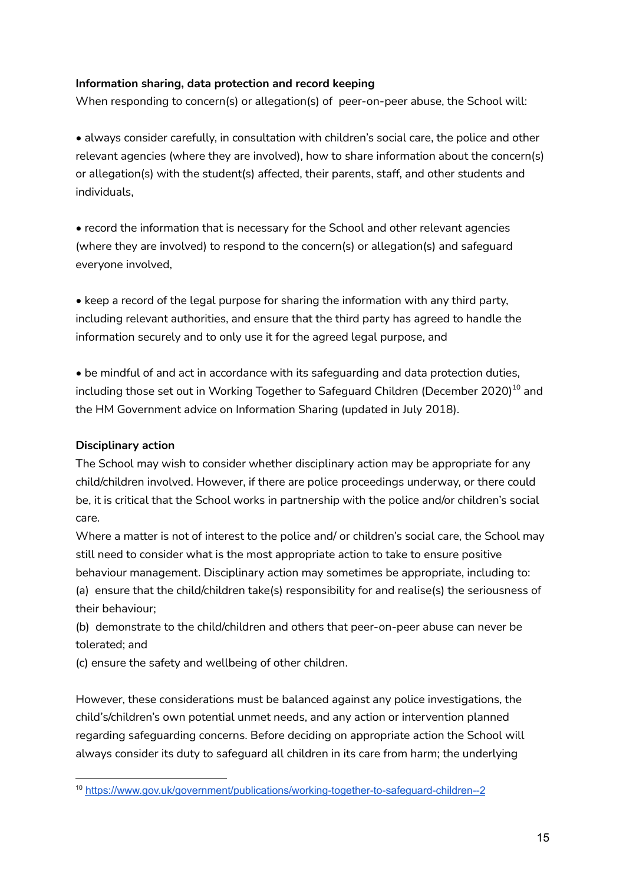**Information sharing, data protection and record keeping**

When responding to concern(s) or allegation(s) of peer-on-peer abuse, the School will:

- always consider carefully, in consultation with children's social care, the police and other relevant agencies (where they are involved), how to share information about the concern(s) or allegation(s) with the student(s) affected, their parents, staff, and other students and individuals,

- record the information that is necessary for the School and other relevant agencies (where they are involved) to respond to the concern(s) or allegation(s) and safeguard everyone involved,

- keep a record of the legal purpose for sharing the information with any third party, including relevant authorities, and ensure that the third party has agreed to handle the information securely and to only use it for the agreed legal purpose, and

- be mindful of and act in accordance with its safeguarding and data protection duties, including those set out in Working Together to Safeguard Children (December 2020)[10] and the HM Government advice on Information Sharing (updated in July 2018).

**Disciplinary action**

The School may wish to consider whether disciplinary action may be appropriate for any child/children involved. However, if there are police proceedings underway, or there could be, it is critical that the School works in partnership with the police and/or children's social care.

Where a matter is not of interest to the police and/ or children's social care, the School may still need to consider what is the most appropriate action to take to ensure positive behaviour management. Disciplinary action may sometimes be appropriate, including to:

(a) ensure that the child/children take(s) responsibility for and realise(s) the seriousness of their behaviour;

(b) demonstrate to the child/children and others that peer-on-peer abuse can never be tolerated; and

(c) ensure the safety and wellbeing of other children.

However, these considerations must be balanced against any police investigations, the child's/children's own potential unmet needs, and any action or intervention planned regarding safeguarding concerns. Before deciding on appropriate action the School will always consider its duty to safeguard all children in its care from harm; the underlying

---

[10] https://www.gov.uk/government/publications/working-together-to-safeguard-children--2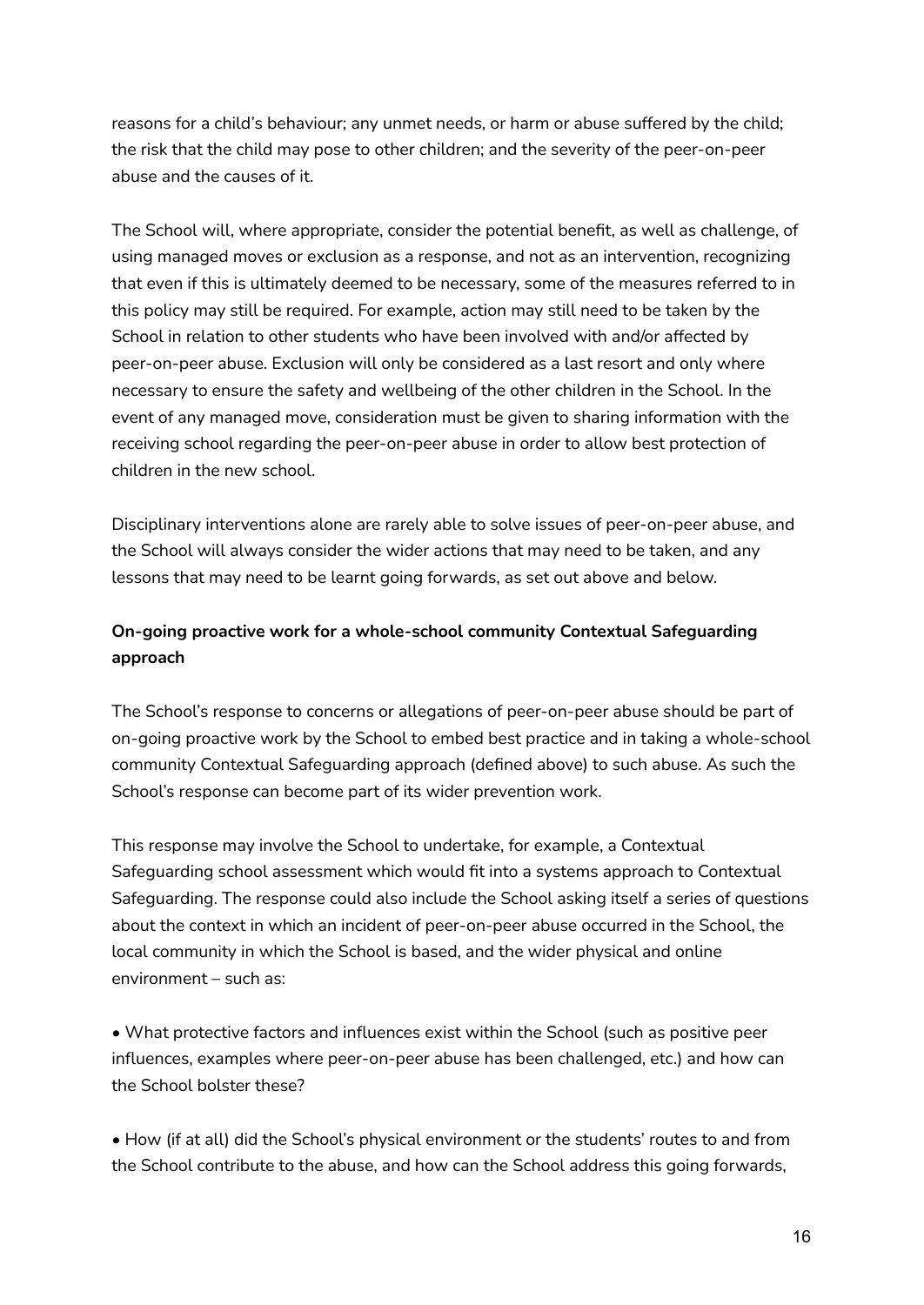reasons for a child's behaviour; any unmet needs, or harm or abuse suffered by the child; the risk that the child may pose to other children; and the severity of the peer-on-peer abuse and the causes of it.

The School will, where appropriate, consider the potential benefit, as well as challenge, of using managed moves or exclusion as a response, and not as an intervention, recognizing that even if this is ultimately deemed to be necessary, some of the measures referred to in this policy may still be required. For example, action may still need to be taken by the School in relation to other students who have been involved with and/or affected by peer-on-peer abuse. Exclusion will only be considered as a last resort and only where necessary to ensure the safety and wellbeing of the other children in the School. In the event of any managed move, consideration must be given to sharing information with the receiving school regarding the peer-on-peer abuse in order to allow best protection of children in the new school.

Disciplinary interventions alone are rarely able to solve issues of peer-on-peer abuse, and the School will always consider the wider actions that may need to be taken, and any lessons that may need to be learnt going forwards, as set out above and below.

**On-going proactive work for a whole-school community Contextual Safeguarding approach**

The School's response to concerns or allegations of peer-on-peer abuse should be part of on-going proactive work by the School to embed best practice and in taking a whole-school community Contextual Safeguarding approach (defined above) to such abuse. As such the School's response can become part of its wider prevention work.

This response may involve the School to undertake, for example, a Contextual Safeguarding school assessment which would fit into a systems approach to Contextual Safeguarding. The response could also include the School asking itself a series of questions about the context in which an incident of peer-on-peer abuse occurred in the School, the local community in which the School is based, and the wider physical and online environment – such as:

- What protective factors and influences exist within the School (such as positive peer influences, examples where peer-on-peer abuse has been challenged, etc.) and how can the School bolster these?

- How (if at all) did the School's physical environment or the students' routes to and from the School contribute to the abuse, and how can the School address this going forwards,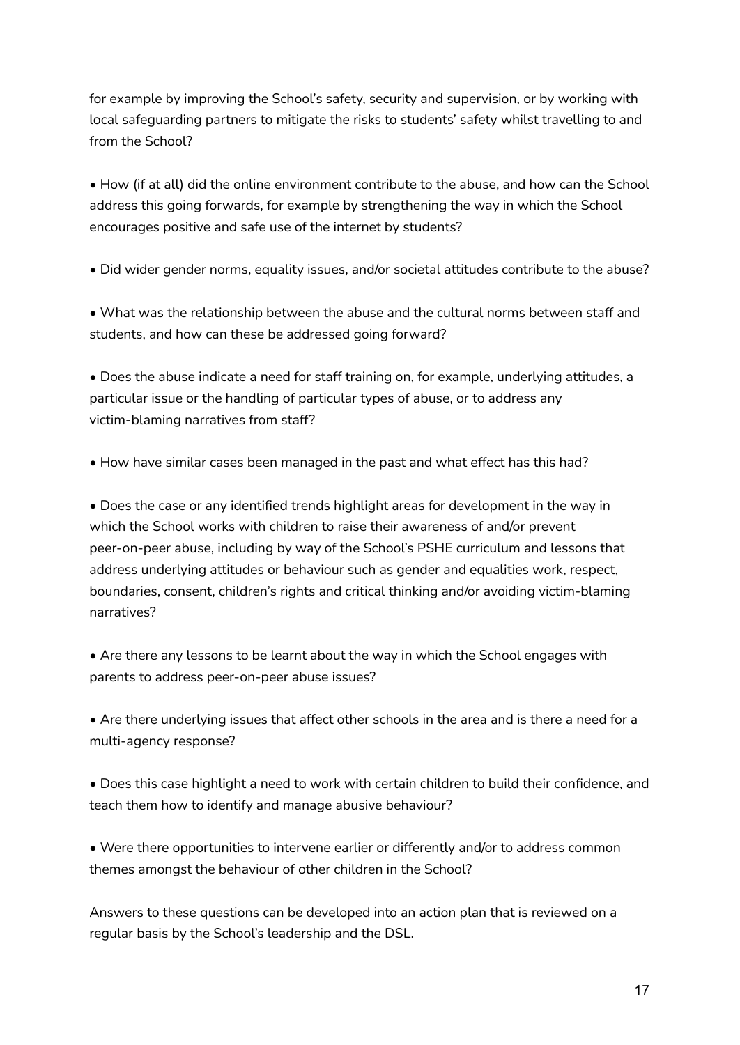for example by improving the School's safety, security and supervision, or by working with local safeguarding partners to mitigate the risks to students' safety whilst travelling to and from the School?

- How (if at all) did the online environment contribute to the abuse, and how can the School address this going forwards, for example by strengthening the way in which the School encourages positive and safe use of the internet by students?

- Did wider gender norms, equality issues, and/or societal attitudes contribute to the abuse?

- What was the relationship between the abuse and the cultural norms between staff and students, and how can these be addressed going forward?

- Does the abuse indicate a need for staff training on, for example, underlying attitudes, a particular issue or the handling of particular types of abuse, or to address any victim-blaming narratives from staff?

- How have similar cases been managed in the past and what effect has this had?

- Does the case or any identified trends highlight areas for development in the way in which the School works with children to raise their awareness of and/or prevent peer-on-peer abuse, including by way of the School's PSHE curriculum and lessons that address underlying attitudes or behaviour such as gender and equalities work, respect, boundaries, consent, children's rights and critical thinking and/or avoiding victim-blaming narratives?

- Are there any lessons to be learnt about the way in which the School engages with parents to address peer-on-peer abuse issues?

- Are there underlying issues that affect other schools in the area and is there a need for a multi-agency response?

- Does this case highlight a need to work with certain children to build their confidence, and teach them how to identify and manage abusive behaviour?

- Were there opportunities to intervene earlier or differently and/or to address common themes amongst the behaviour of other children in the School?

Answers to these questions can be developed into an action plan that is reviewed on a regular basis by the School's leadership and the DSL.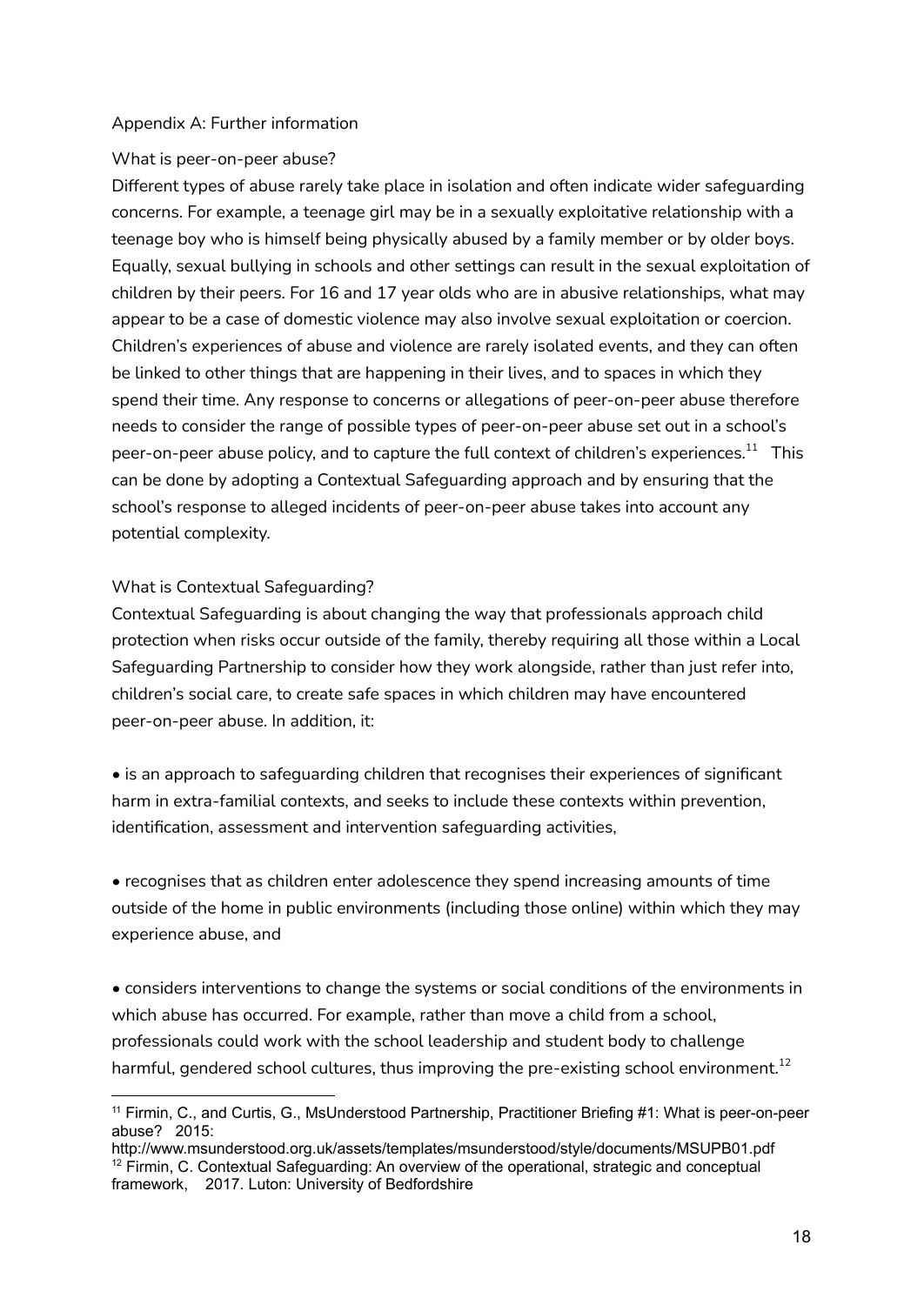## Appendix A: Further information

### What is peer-on-peer abuse?

Different types of abuse rarely take place in isolation and often indicate wider safeguarding concerns. For example, a teenage girl may be in a sexually exploitative relationship with a teenage boy who is himself being physically abused by a family member or by older boys. Equally, sexual bullying in schools and other settings can result in the sexual exploitation of children by their peers. For 16 and 17 year olds who are in abusive relationships, what may appear to be a case of domestic violence may also involve sexual exploitation or coercion. Children's experiences of abuse and violence are rarely isolated events, and they can often be linked to other things that are happening in their lives, and to spaces in which they spend their time. Any response to concerns or allegations of peer-on-peer abuse therefore needs to consider the range of possible types of peer-on-peer abuse set out in a school's peer-on-peer abuse policy, and to capture the full context of children's experiences.[11] This can be done by adopting a Contextual Safeguarding approach and by ensuring that the school's response to alleged incidents of peer-on-peer abuse takes into account any potential complexity.

### What is Contextual Safeguarding?

Contextual Safeguarding is about changing the way that professionals approach child protection when risks occur outside of the family, thereby requiring all those within a Local Safeguarding Partnership to consider how they work alongside, rather than just refer into, children's social care, to create safe spaces in which children may have encountered peer-on-peer abuse. In addition, it:

- is an approach to safeguarding children that recognises their experiences of significant harm in extra-familial contexts, and seeks to include these contexts within prevention, identification, assessment and intervention safeguarding activities,

- recognises that as children enter adolescence they spend increasing amounts of time outside of the home in public environments (including those online) within which they may experience abuse, and

- considers interventions to change the systems or social conditions of the environments in which abuse has occurred. For example, rather than move a child from a school, professionals could work with the school leadership and student body to challenge harmful, gendered school cultures, thus improving the pre-existing school environment.[12]

---

[11] Firmin, C., and Curtis, G., MsUnderstood Partnership, Practitioner Briefing #1: What is peer-on-peer abuse? 2015: http://www.msunderstood.org.uk/assets/templates/msunderstood/style/documents/MSUPB01.pdf

[12] Firmin, C. Contextual Safeguarding: An overview of the operational, strategic and conceptual framework, 2017. Luton: University of Bedfordshire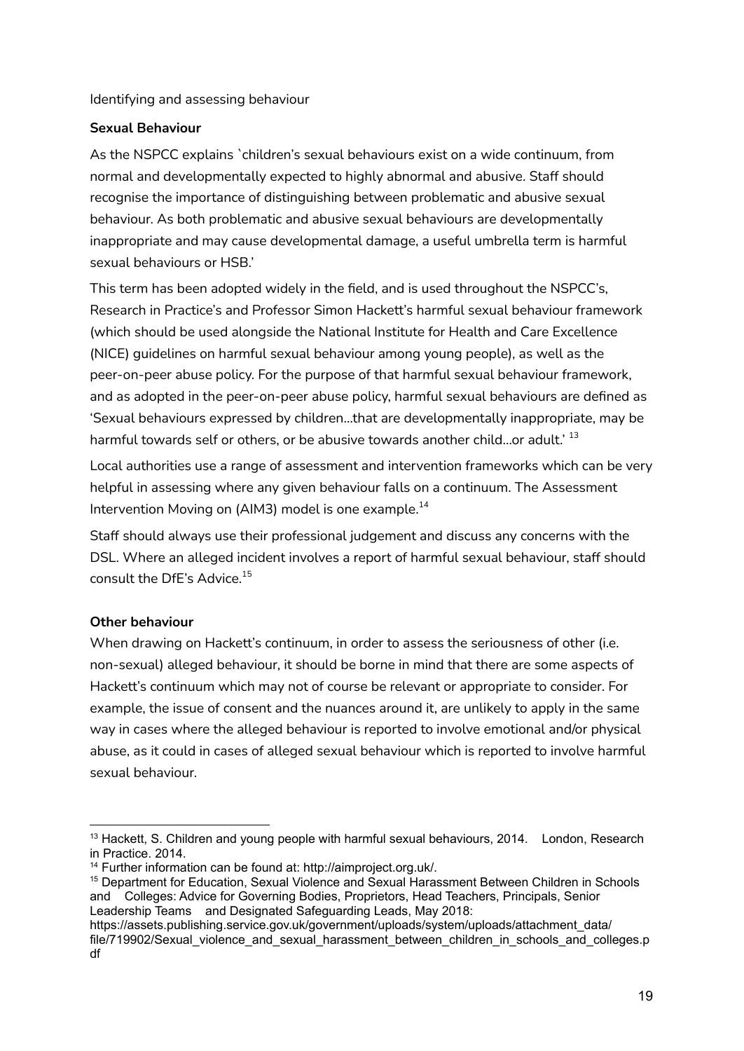Identifying and assessing behaviour

**Sexual Behaviour**

As the NSPCC explains `children's sexual behaviours exist on a wide continuum, from normal and developmentally expected to highly abnormal and abusive. Staff should recognise the importance of distinguishing between problematic and abusive sexual behaviour. As both problematic and abusive sexual behaviours are developmentally inappropriate and may cause developmental damage, a useful umbrella term is harmful sexual behaviours or HSB.'

This term has been adopted widely in the field, and is used throughout the NSPCC's, Research in Practice's and Professor Simon Hackett's harmful sexual behaviour framework (which should be used alongside the National Institute for Health and Care Excellence (NICE) guidelines on harmful sexual behaviour among young people), as well as the peer-on-peer abuse policy. For the purpose of that harmful sexual behaviour framework, and as adopted in the peer-on-peer abuse policy, harmful sexual behaviours are defined as 'Sexual behaviours expressed by children...that are developmentally inappropriate, may be harmful towards self or others, or be abusive towards another child...or adult.' [13]

Local authorities use a range of assessment and intervention frameworks which can be very helpful in assessing where any given behaviour falls on a continuum. The Assessment Intervention Moving on (AIM3) model is one example.[14]

Staff should always use their professional judgement and discuss any concerns with the DSL. Where an alleged incident involves a report of harmful sexual behaviour, staff should consult the DfE's Advice.[15]

**Other behaviour**

When drawing on Hackett's continuum, in order to assess the seriousness of other (i.e. non-sexual) alleged behaviour, it should be borne in mind that there are some aspects of Hackett's continuum which may not of course be relevant or appropriate to consider. For example, the issue of consent and the nuances around it, are unlikely to apply in the same way in cases where the alleged behaviour is reported to involve emotional and/or physical abuse, as it could in cases of alleged sexual behaviour which is reported to involve harmful sexual behaviour.

---

[13] Hackett, S. Children and young people with harmful sexual behaviours, 2014. London, Research in Practice. 2014.

[14] Further information can be found at: http://aimproject.org.uk/.

[15] Department for Education, Sexual Violence and Sexual Harassment Between Children in Schools and Colleges: Advice for Governing Bodies, Proprietors, Head Teachers, Principals, Senior Leadership Teams and Designated Safeguarding Leads, May 2018: https://assets.publishing.service.gov.uk/government/uploads/system/uploads/attachment_data/file/719902/Sexual_violence_and_sexual_harassment_between_children_in_schools_and_colleges.pdf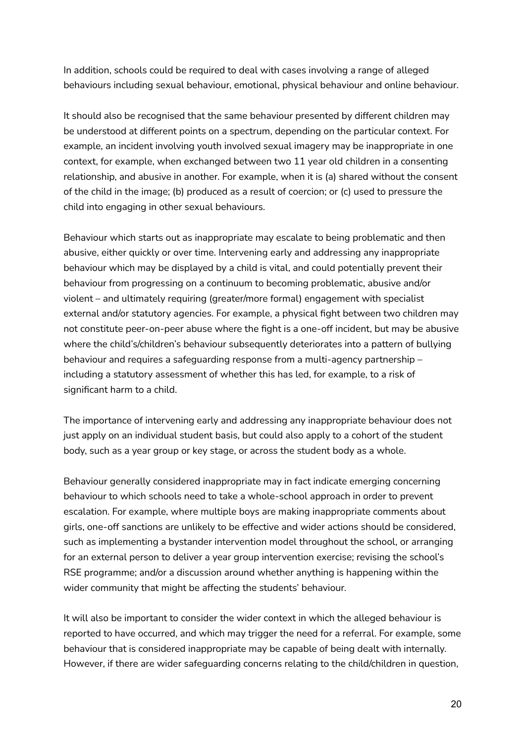In addition, schools could be required to deal with cases involving a range of alleged behaviours including sexual behaviour, emotional, physical behaviour and online behaviour.

It should also be recognised that the same behaviour presented by different children may be understood at different points on a spectrum, depending on the particular context. For example, an incident involving youth involved sexual imagery may be inappropriate in one context, for example, when exchanged between two 11 year old children in a consenting relationship, and abusive in another. For example, when it is (a) shared without the consent of the child in the image; (b) produced as a result of coercion; or (c) used to pressure the child into engaging in other sexual behaviours.

Behaviour which starts out as inappropriate may escalate to being problematic and then abusive, either quickly or over time. Intervening early and addressing any inappropriate behaviour which may be displayed by a child is vital, and could potentially prevent their behaviour from progressing on a continuum to becoming problematic, abusive and/or violent – and ultimately requiring (greater/more formal) engagement with specialist external and/or statutory agencies. For example, a physical fight between two children may not constitute peer-on-peer abuse where the fight is a one-off incident, but may be abusive where the child's/children's behaviour subsequently deteriorates into a pattern of bullying behaviour and requires a safeguarding response from a multi-agency partnership – including a statutory assessment of whether this has led, for example, to a risk of significant harm to a child.

The importance of intervening early and addressing any inappropriate behaviour does not just apply on an individual student basis, but could also apply to a cohort of the student body, such as a year group or key stage, or across the student body as a whole.

Behaviour generally considered inappropriate may in fact indicate emerging concerning behaviour to which schools need to take a whole-school approach in order to prevent escalation. For example, where multiple boys are making inappropriate comments about girls, one-off sanctions are unlikely to be effective and wider actions should be considered, such as implementing a bystander intervention model throughout the school, or arranging for an external person to deliver a year group intervention exercise; revising the school's RSE programme; and/or a discussion around whether anything is happening within the wider community that might be affecting the students' behaviour.

It will also be important to consider the wider context in which the alleged behaviour is reported to have occurred, and which may trigger the need for a referral. For example, some behaviour that is considered inappropriate may be capable of being dealt with internally. However, if there are wider safeguarding concerns relating to the child/children in question,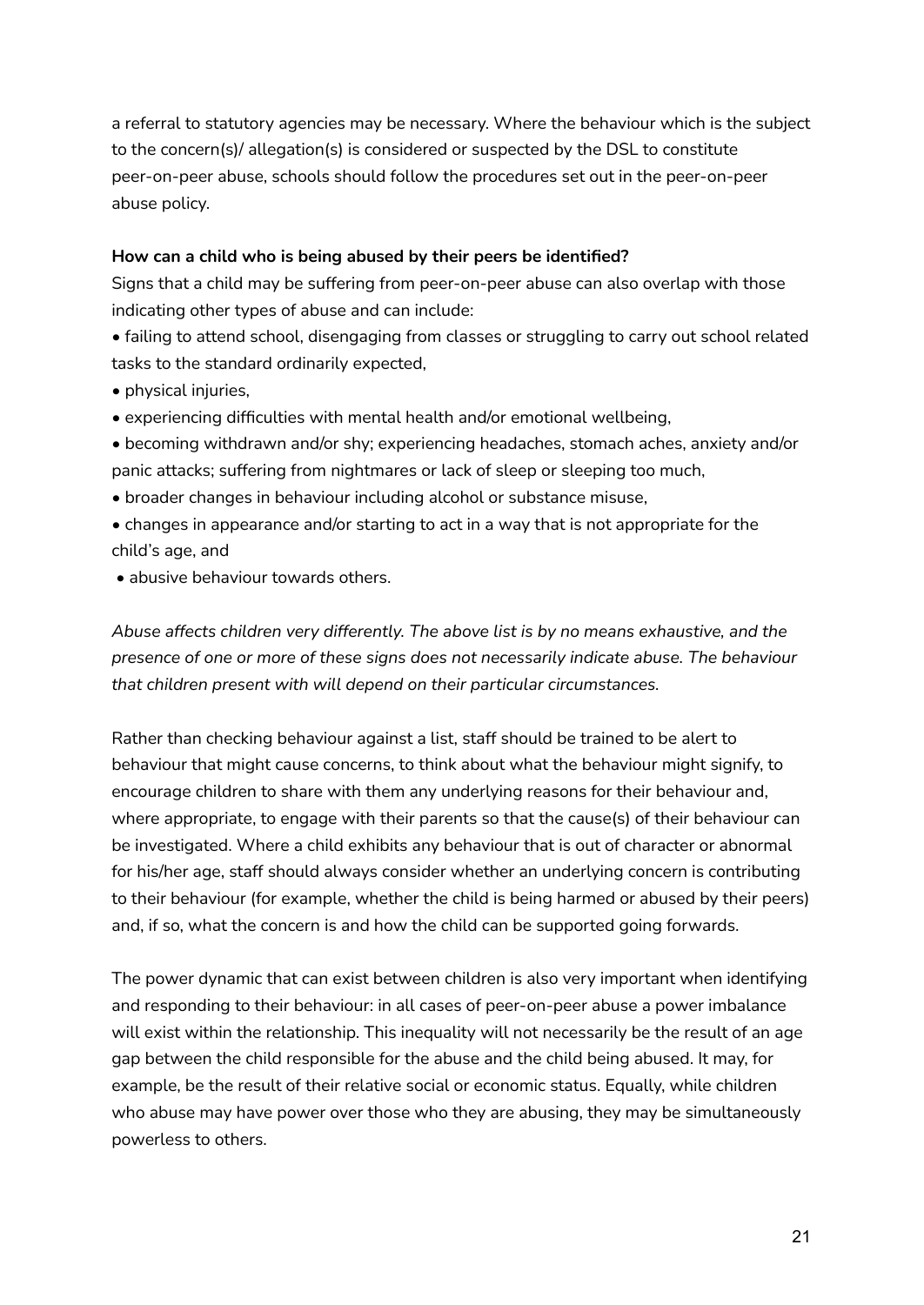a referral to statutory agencies may be necessary. Where the behaviour which is the subject to the concern(s)/ allegation(s) is considered or suspected by the DSL to constitute peer-on-peer abuse, schools should follow the procedures set out in the peer-on-peer abuse policy.

**How can a child who is being abused by their peers be identified?**

Signs that a child may be suffering from peer-on-peer abuse can also overlap with those indicating other types of abuse and can include:

- failing to attend school, disengaging from classes or struggling to carry out school related tasks to the standard ordinarily expected,
- physical injuries,
- experiencing difficulties with mental health and/or emotional wellbeing,
- becoming withdrawn and/or shy; experiencing headaches, stomach aches, anxiety and/or panic attacks; suffering from nightmares or lack of sleep or sleeping too much,
- broader changes in behaviour including alcohol or substance misuse,
- changes in appearance and/or starting to act in a way that is not appropriate for the child's age, and
- abusive behaviour towards others.

*Abuse affects children very differently. The above list is by no means exhaustive, and the presence of one or more of these signs does not necessarily indicate abuse. The behaviour that children present with will depend on their particular circumstances.*

Rather than checking behaviour against a list, staff should be trained to be alert to behaviour that might cause concerns, to think about what the behaviour might signify, to encourage children to share with them any underlying reasons for their behaviour and, where appropriate, to engage with their parents so that the cause(s) of their behaviour can be investigated. Where a child exhibits any behaviour that is out of character or abnormal for his/her age, staff should always consider whether an underlying concern is contributing to their behaviour (for example, whether the child is being harmed or abused by their peers) and, if so, what the concern is and how the child can be supported going forwards.

The power dynamic that can exist between children is also very important when identifying and responding to their behaviour: in all cases of peer-on-peer abuse a power imbalance will exist within the relationship. This inequality will not necessarily be the result of an age gap between the child responsible for the abuse and the child being abused. It may, for example, be the result of their relative social or economic status. Equally, while children who abuse may have power over those who they are abusing, they may be simultaneously powerless to others.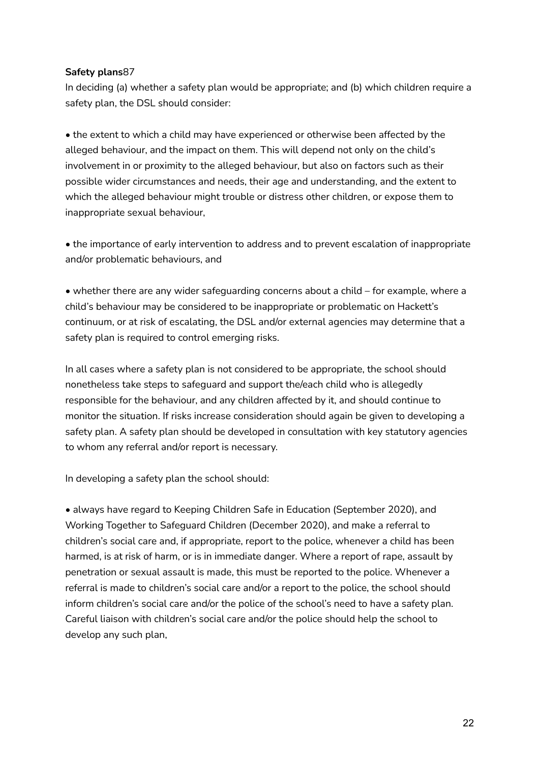**Safety plans**87

In deciding (a) whether a safety plan would be appropriate; and (b) which children require a safety plan, the DSL should consider:

- the extent to which a child may have experienced or otherwise been affected by the alleged behaviour, and the impact on them. This will depend not only on the child's involvement in or proximity to the alleged behaviour, but also on factors such as their possible wider circumstances and needs, their age and understanding, and the extent to which the alleged behaviour might trouble or distress other children, or expose them to inappropriate sexual behaviour,

- the importance of early intervention to address and to prevent escalation of inappropriate and/or problematic behaviours, and

- whether there are any wider safeguarding concerns about a child – for example, where a child's behaviour may be considered to be inappropriate or problematic on Hackett's continuum, or at risk of escalating, the DSL and/or external agencies may determine that a safety plan is required to control emerging risks.

In all cases where a safety plan is not considered to be appropriate, the school should nonetheless take steps to safeguard and support the/each child who is allegedly responsible for the behaviour, and any children affected by it, and should continue to monitor the situation. If risks increase consideration should again be given to developing a safety plan. A safety plan should be developed in consultation with key statutory agencies to whom any referral and/or report is necessary.

In developing a safety plan the school should:

- always have regard to Keeping Children Safe in Education (September 2020), and Working Together to Safeguard Children (December 2020), and make a referral to children's social care and, if appropriate, report to the police, whenever a child has been harmed, is at risk of harm, or is in immediate danger. Where a report of rape, assault by penetration or sexual assault is made, this must be reported to the police. Whenever a referral is made to children's social care and/or a report to the police, the school should inform children's social care and/or the police of the school's need to have a safety plan. Careful liaison with children's social care and/or the police should help the school to develop any such plan,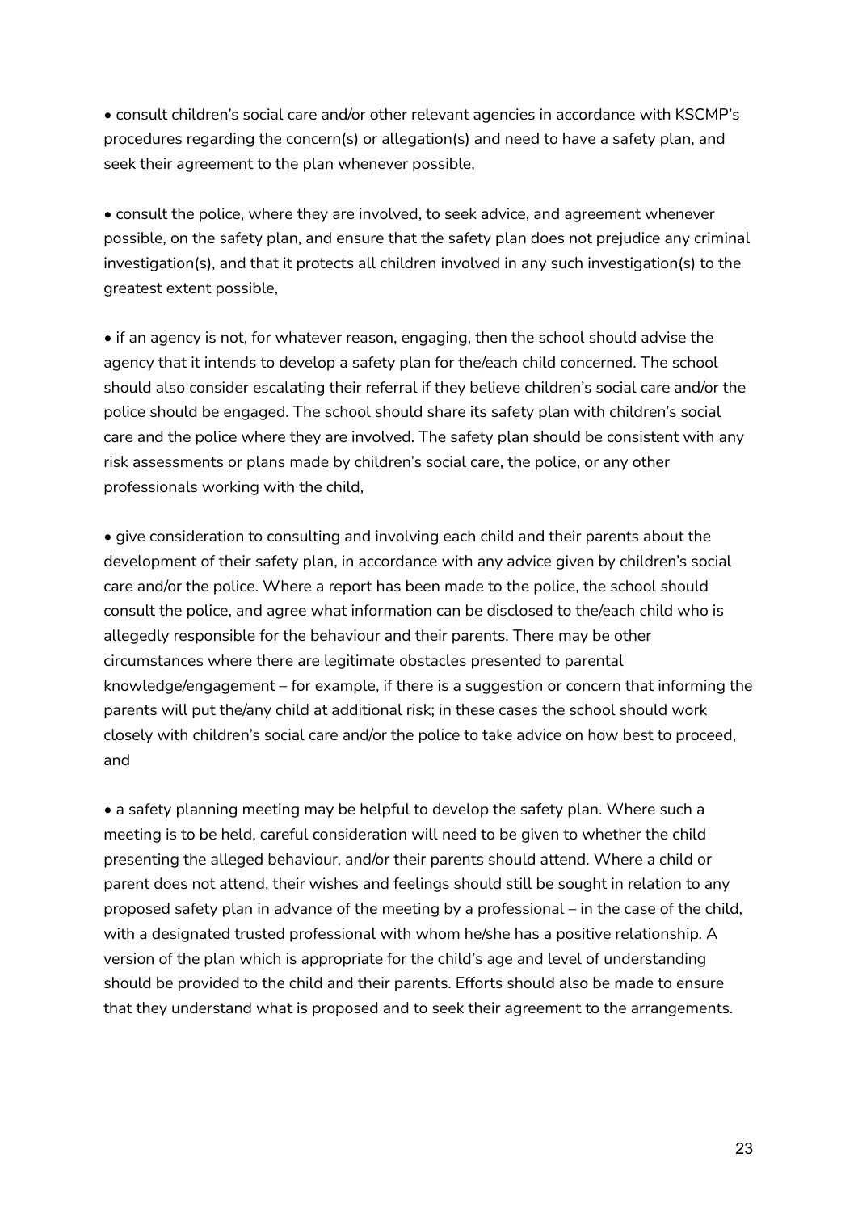- consult children's social care and/or other relevant agencies in accordance with KSCMP's procedures regarding the concern(s) or allegation(s) and need to have a safety plan, and seek their agreement to the plan whenever possible,

- consult the police, where they are involved, to seek advice, and agreement whenever possible, on the safety plan, and ensure that the safety plan does not prejudice any criminal investigation(s), and that it protects all children involved in any such investigation(s) to the greatest extent possible,

- if an agency is not, for whatever reason, engaging, then the school should advise the agency that it intends to develop a safety plan for the/each child concerned. The school should also consider escalating their referral if they believe children's social care and/or the police should be engaged. The school should share its safety plan with children's social care and the police where they are involved. The safety plan should be consistent with any risk assessments or plans made by children's social care, the police, or any other professionals working with the child,

- give consideration to consulting and involving each child and their parents about the development of their safety plan, in accordance with any advice given by children's social care and/or the police. Where a report has been made to the police, the school should consult the police, and agree what information can be disclosed to the/each child who is allegedly responsible for the behaviour and their parents. There may be other circumstances where there are legitimate obstacles presented to parental knowledge/engagement – for example, if there is a suggestion or concern that informing the parents will put the/any child at additional risk; in these cases the school should work closely with children's social care and/or the police to take advice on how best to proceed, and

- a safety planning meeting may be helpful to develop the safety plan. Where such a meeting is to be held, careful consideration will need to be given to whether the child presenting the alleged behaviour, and/or their parents should attend. Where a child or parent does not attend, their wishes and feelings should still be sought in relation to any proposed safety plan in advance of the meeting by a professional – in the case of the child, with a designated trusted professional with whom he/she has a positive relationship. A version of the plan which is appropriate for the child's age and level of understanding should be provided to the child and their parents. Efforts should also be made to ensure that they understand what is proposed and to seek their agreement to the arrangements.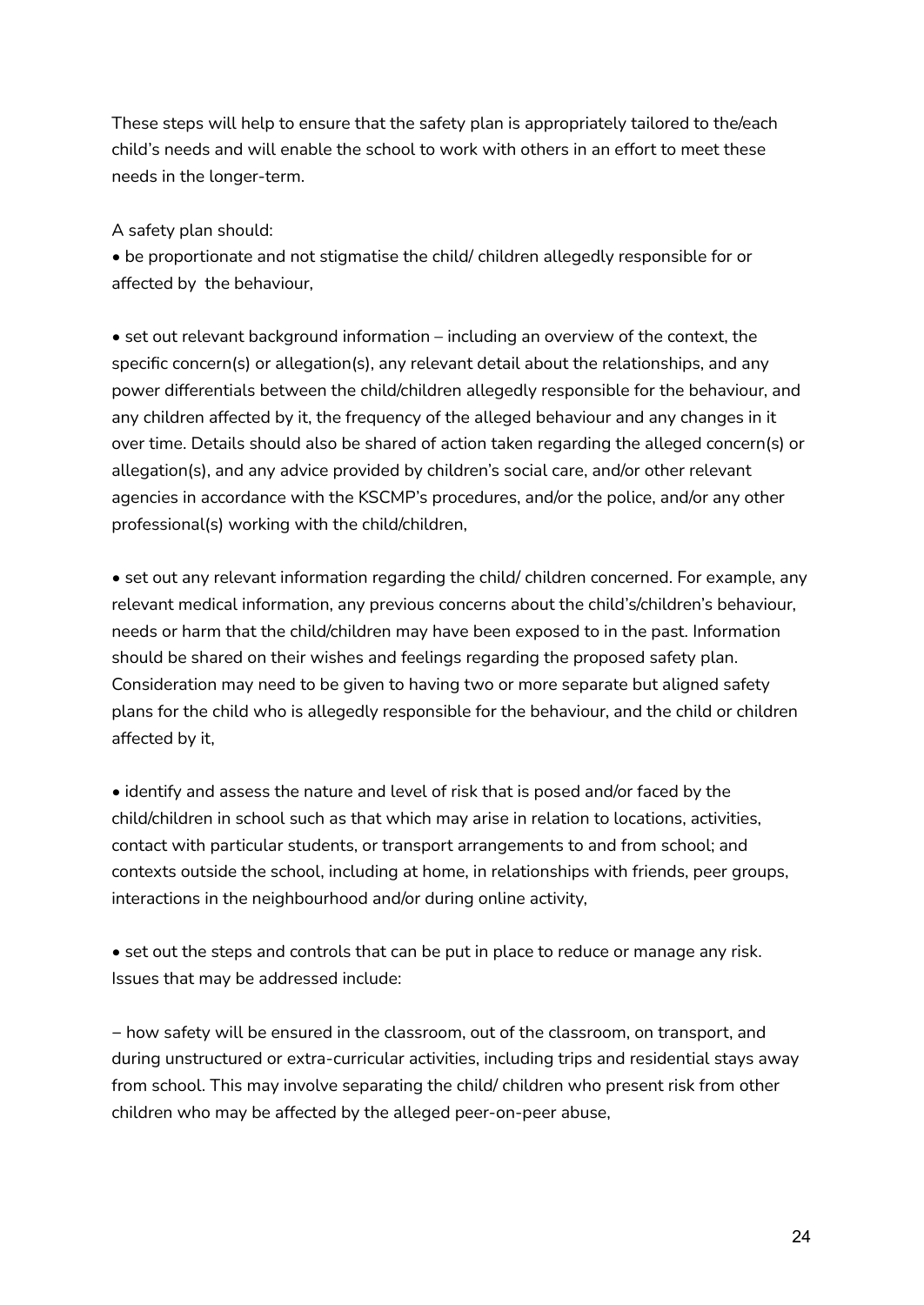These steps will help to ensure that the safety plan is appropriately tailored to the/each child's needs and will enable the school to work with others in an effort to meet these needs in the longer-term.

A safety plan should:

- be proportionate and not stigmatise the child/ children allegedly responsible for or affected by the behaviour,

- set out relevant background information – including an overview of the context, the specific concern(s) or allegation(s), any relevant detail about the relationships, and any power differentials between the child/children allegedly responsible for the behaviour, and any children affected by it, the frequency of the alleged behaviour and any changes in it over time. Details should also be shared of action taken regarding the alleged concern(s) or allegation(s), and any advice provided by children's social care, and/or other relevant agencies in accordance with the KSCMP's procedures, and/or the police, and/or any other professional(s) working with the child/children,

- set out any relevant information regarding the child/ children concerned. For example, any relevant medical information, any previous concerns about the child's/children's behaviour, needs or harm that the child/children may have been exposed to in the past. Information should be shared on their wishes and feelings regarding the proposed safety plan. Consideration may need to be given to having two or more separate but aligned safety plans for the child who is allegedly responsible for the behaviour, and the child or children affected by it,

- identify and assess the nature and level of risk that is posed and/or faced by the child/children in school such as that which may arise in relation to locations, activities, contact with particular students, or transport arrangements to and from school; and contexts outside the school, including at home, in relationships with friends, peer groups, interactions in the neighbourhood and/or during online activity,

- set out the steps and controls that can be put in place to reduce or manage any risk. Issues that may be addressed include:

– how safety will be ensured in the classroom, out of the classroom, on transport, and during unstructured or extra-curricular activities, including trips and residential stays away from school. This may involve separating the child/ children who present risk from other children who may be affected by the alleged peer-on-peer abuse,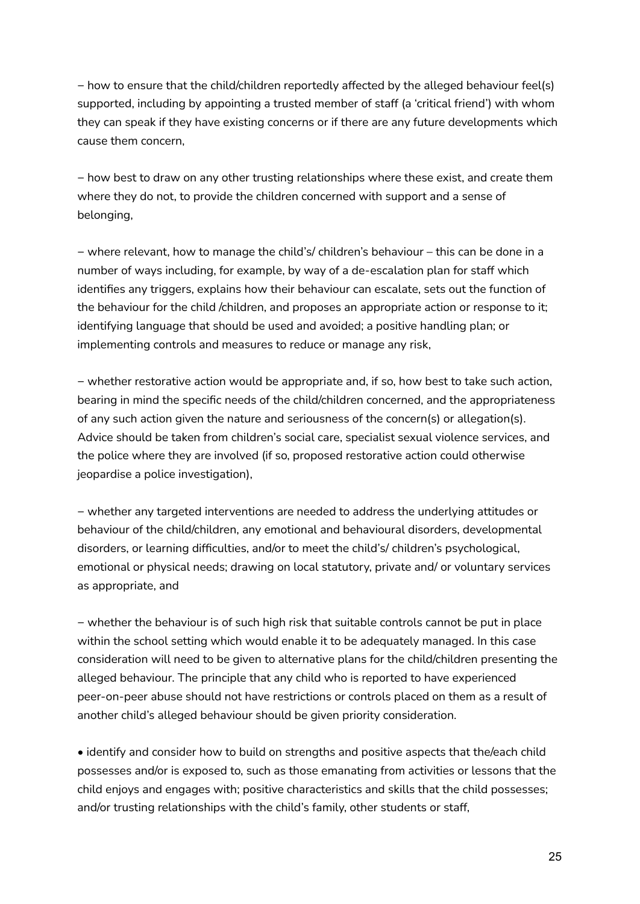– how to ensure that the child/children reportedly affected by the alleged behaviour feel(s) supported, including by appointing a trusted member of staff (a 'critical friend') with whom they can speak if they have existing concerns or if there are any future developments which cause them concern,

– how best to draw on any other trusting relationships where these exist, and create them where they do not, to provide the children concerned with support and a sense of belonging,

– where relevant, how to manage the child's/ children's behaviour – this can be done in a number of ways including, for example, by way of a de-escalation plan for staff which identifies any triggers, explains how their behaviour can escalate, sets out the function of the behaviour for the child /children, and proposes an appropriate action or response to it; identifying language that should be used and avoided; a positive handling plan; or implementing controls and measures to reduce or manage any risk,

– whether restorative action would be appropriate and, if so, how best to take such action, bearing in mind the specific needs of the child/children concerned, and the appropriateness of any such action given the nature and seriousness of the concern(s) or allegation(s). Advice should be taken from children's social care, specialist sexual violence services, and the police where they are involved (if so, proposed restorative action could otherwise jeopardise a police investigation),

– whether any targeted interventions are needed to address the underlying attitudes or behaviour of the child/children, any emotional and behavioural disorders, developmental disorders, or learning difficulties, and/or to meet the child's/ children's psychological, emotional or physical needs; drawing on local statutory, private and/ or voluntary services as appropriate, and

– whether the behaviour is of such high risk that suitable controls cannot be put in place within the school setting which would enable it to be adequately managed. In this case consideration will need to be given to alternative plans for the child/children presenting the alleged behaviour. The principle that any child who is reported to have experienced peer-on-peer abuse should not have restrictions or controls placed on them as a result of another child's alleged behaviour should be given priority consideration.

- identify and consider how to build on strengths and positive aspects that the/each child possesses and/or is exposed to, such as those emanating from activities or lessons that the child enjoys and engages with; positive characteristics and skills that the child possesses; and/or trusting relationships with the child's family, other students or staff,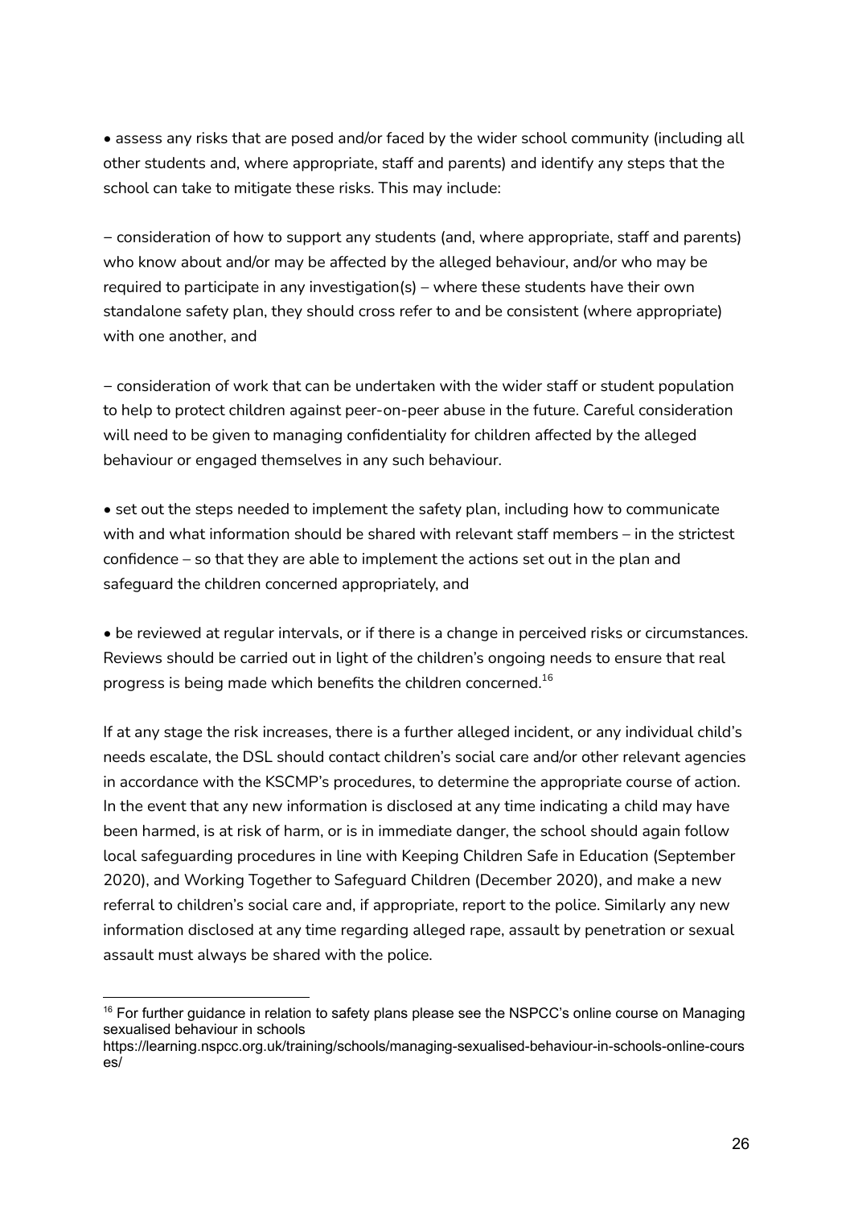- assess any risks that are posed and/or faced by the wider school community (including all other students and, where appropriate, staff and parents) and identify any steps that the school can take to mitigate these risks. This may include:

  – consideration of how to support any students (and, where appropriate, staff and parents) who know about and/or may be affected by the alleged behaviour, and/or who may be required to participate in any investigation(s) – where these students have their own standalone safety plan, they should cross refer to and be consistent (where appropriate) with one another, and

  – consideration of work that can be undertaken with the wider staff or student population to help to protect children against peer-on-peer abuse in the future. Careful consideration will need to be given to managing confidentiality for children affected by the alleged behaviour or engaged themselves in any such behaviour.

- set out the steps needed to implement the safety plan, including how to communicate with and what information should be shared with relevant staff members – in the strictest confidence – so that they are able to implement the actions set out in the plan and safeguard the children concerned appropriately, and

- be reviewed at regular intervals, or if there is a change in perceived risks or circumstances. Reviews should be carried out in light of the children's ongoing needs to ensure that real progress is being made which benefits the children concerned.[16]

If at any stage the risk increases, there is a further alleged incident, or any individual child's needs escalate, the DSL should contact children's social care and/or other relevant agencies in accordance with the KSCMP's procedures, to determine the appropriate course of action. In the event that any new information is disclosed at any time indicating a child may have been harmed, is at risk of harm, or is in immediate danger, the school should again follow local safeguarding procedures in line with Keeping Children Safe in Education (September 2020), and Working Together to Safeguard Children (December 2020), and make a new referral to children's social care and, if appropriate, report to the police. Similarly any new information disclosed at any time regarding alleged rape, assault by penetration or sexual assault must always be shared with the police.

---

[16] For further guidance in relation to safety plans please see the NSPCC's online course on Managing sexualised behaviour in schools https://learning.nspcc.org.uk/training/schools/managing-sexualised-behaviour-in-schools-online-courses/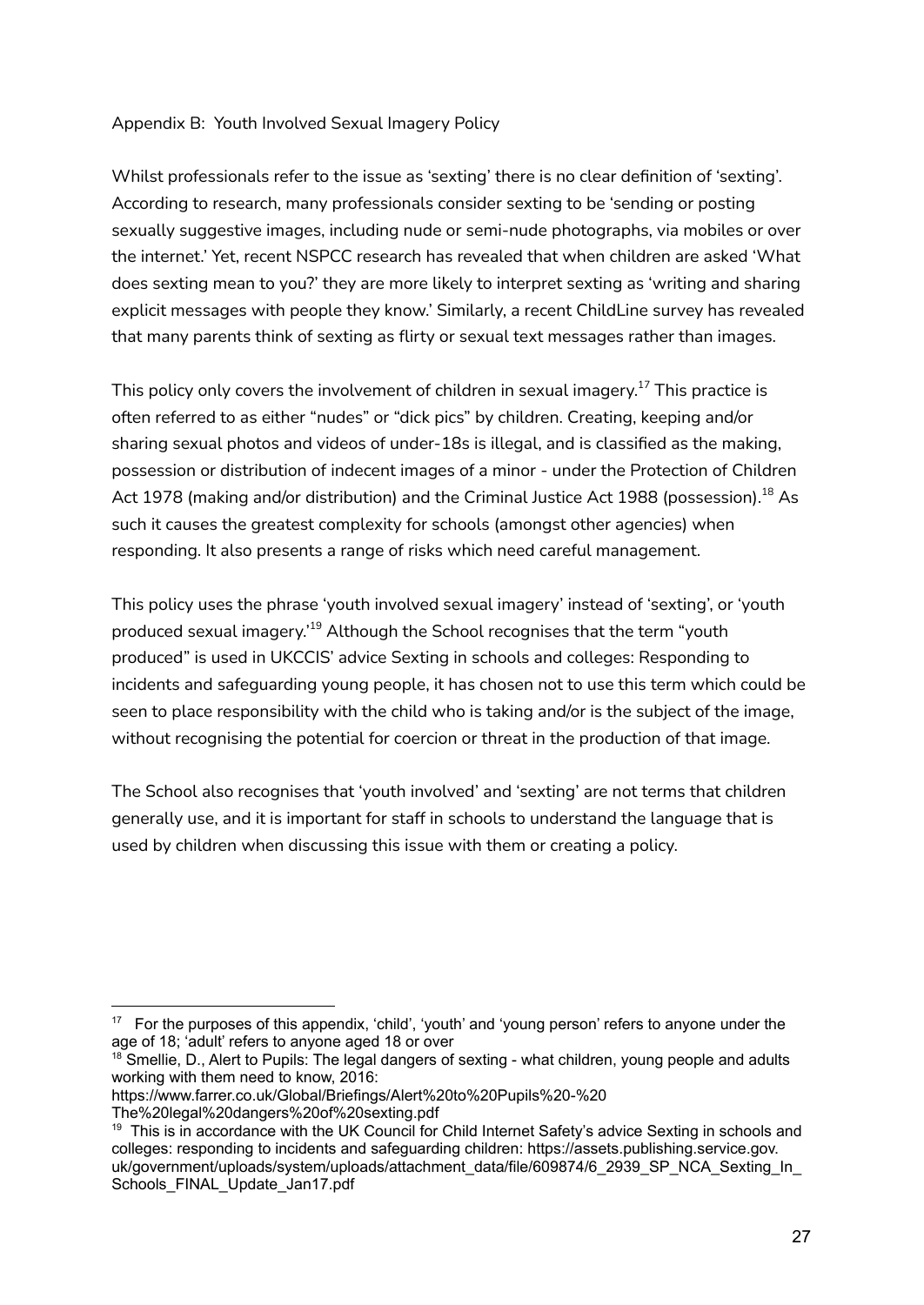Appendix B: Youth Involved Sexual Imagery Policy

Whilst professionals refer to the issue as 'sexting' there is no clear definition of 'sexting'. According to research, many professionals consider sexting to be 'sending or posting sexually suggestive images, including nude or semi-nude photographs, via mobiles or over the internet.' Yet, recent NSPCC research has revealed that when children are asked 'What does sexting mean to you?' they are more likely to interpret sexting as 'writing and sharing explicit messages with people they know.' Similarly, a recent ChildLine survey has revealed that many parents think of sexting as flirty or sexual text messages rather than images.

This policy only covers the involvement of children in sexual imagery.[17] This practice is often referred to as either "nudes" or "dick pics" by children. Creating, keeping and/or sharing sexual photos and videos of under-18s is illegal, and is classified as the making, possession or distribution of indecent images of a minor - under the Protection of Children Act 1978 (making and/or distribution) and the Criminal Justice Act 1988 (possession).[18] As such it causes the greatest complexity for schools (amongst other agencies) when responding. It also presents a range of risks which need careful management.

This policy uses the phrase 'youth involved sexual imagery' instead of 'sexting', or 'youth produced sexual imagery.'[19] Although the School recognises that the term "youth produced" is used in UKCCIS' advice Sexting in schools and colleges: Responding to incidents and safeguarding young people, it has chosen not to use this term which could be seen to place responsibility with the child who is taking and/or is the subject of the image, without recognising the potential for coercion or threat in the production of that image.

The School also recognises that 'youth involved' and 'sexting' are not terms that children generally use, and it is important for staff in schools to understand the language that is used by children when discussing this issue with them or creating a policy.

---

[17] For the purposes of this appendix, 'child', 'youth' and 'young person' refers to anyone under the age of 18; 'adult' refers to anyone aged 18 or over

[18] Smellie, D., Alert to Pupils: The legal dangers of sexting - what children, young people and adults working with them need to know, 2016: https://www.farrer.co.uk/Global/Briefings/Alert%20to%20Pupils%20-%20The%20legal%20dangers%20of%20sexting.pdf

[19] This is in accordance with the UK Council for Child Internet Safety's advice Sexting in schools and colleges: responding to incidents and safeguarding children: https://assets.publishing.service.gov.uk/government/uploads/system/uploads/attachment_data/file/609874/6_2939_SP_NCA_Sexting_In_Schools_FINAL_Update_Jan17.pdf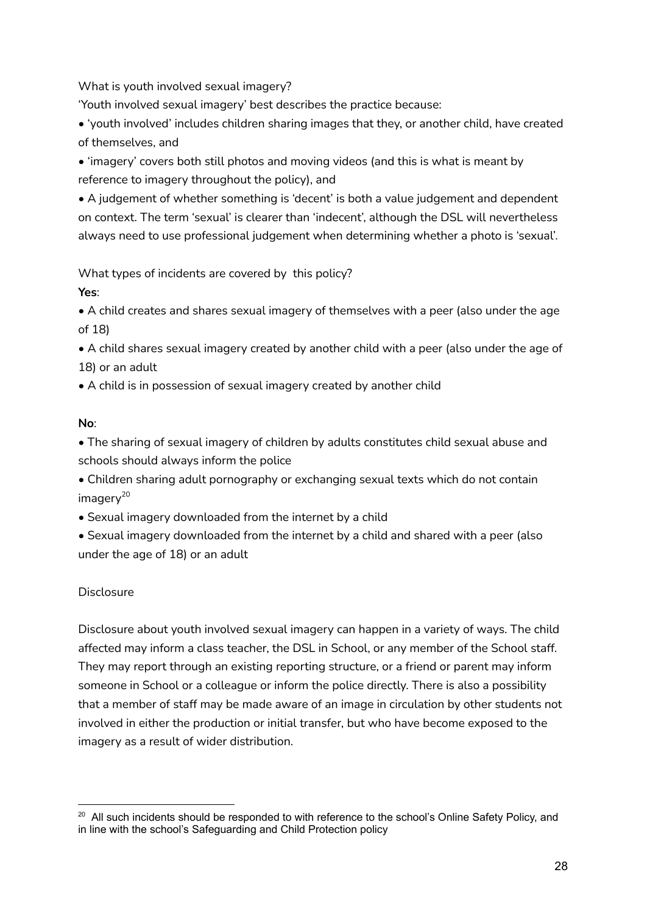What is youth involved sexual imagery?

'Youth involved sexual imagery' best describes the practice because:

- 'youth involved' includes children sharing images that they, or another child, have created of themselves, and
- 'imagery' covers both still photos and moving videos (and this is what is meant by reference to imagery throughout the policy), and
- A judgement of whether something is 'decent' is both a value judgement and dependent on context. The term 'sexual' is clearer than 'indecent', although the DSL will nevertheless always need to use professional judgement when determining whether a photo is 'sexual'.

What types of incidents are covered by  this policy?

**Yes**:

- A child creates and shares sexual imagery of themselves with a peer (also under the age of 18)
- A child shares sexual imagery created by another child with a peer (also under the age of 18) or an adult
- A child is in possession of sexual imagery created by another child

**No**:

- The sharing of sexual imagery of children by adults constitutes child sexual abuse and schools should always inform the police
- Children sharing adult pornography or exchanging sexual texts which do not contain imagery[20]
- Sexual imagery downloaded from the internet by a child
- Sexual imagery downloaded from the internet by a child and shared with a peer (also under the age of 18) or an adult

Disclosure

Disclosure about youth involved sexual imagery can happen in a variety of ways. The child affected may inform a class teacher, the DSL in School, or any member of the School staff. They may report through an existing reporting structure, or a friend or parent may inform someone in School or a colleague or inform the police directly. There is also a possibility that a member of staff may be made aware of an image in circulation by other students not involved in either the production or initial transfer, but who have become exposed to the imagery as a result of wider distribution.

[20] All such incidents should be responded to with reference to the school's Online Safety Policy, and in line with the school's Safeguarding and Child Protection policy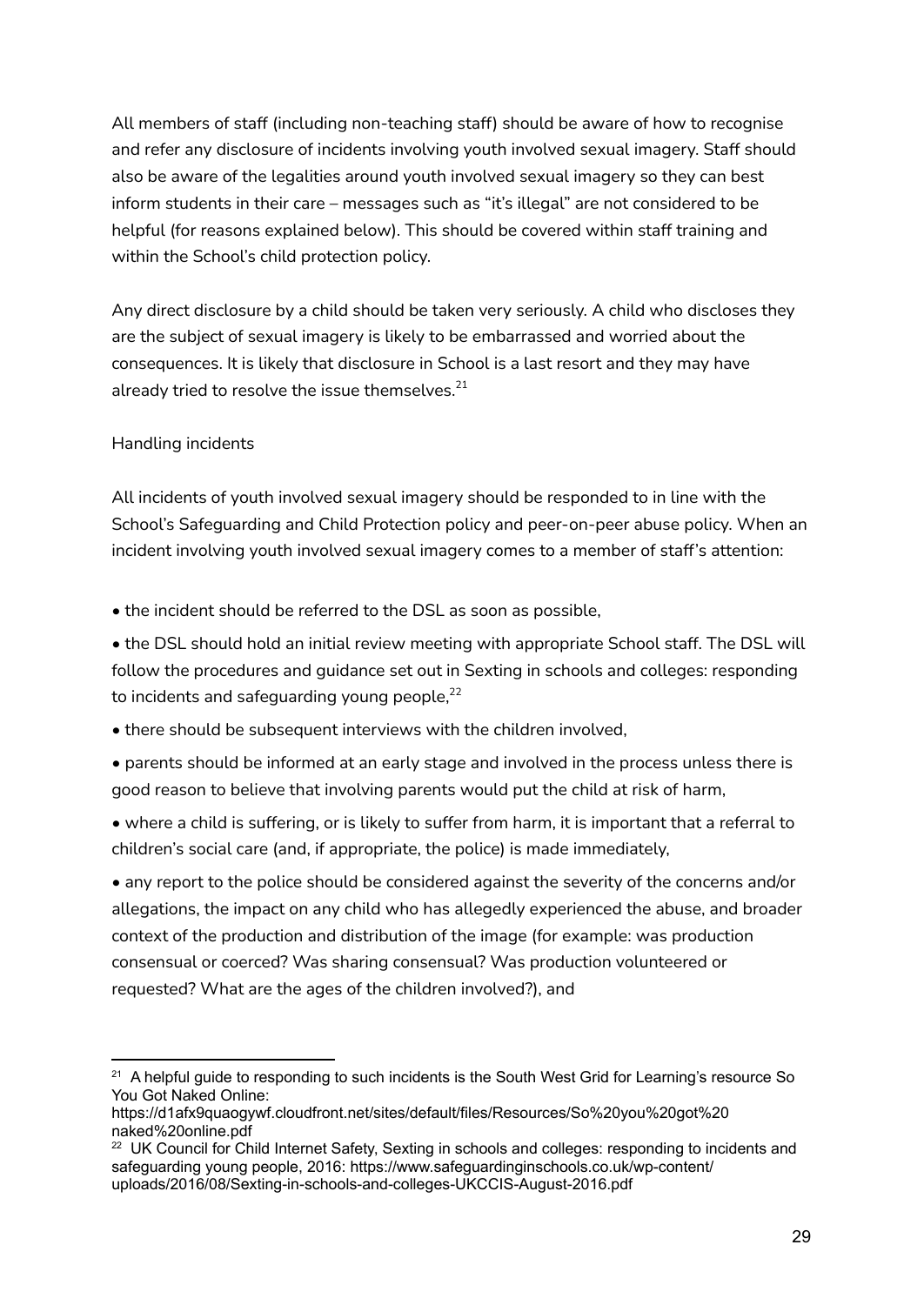All members of staff (including non-teaching staff) should be aware of how to recognise and refer any disclosure of incidents involving youth involved sexual imagery. Staff should also be aware of the legalities around youth involved sexual imagery so they can best inform students in their care – messages such as "it's illegal" are not considered to be helpful (for reasons explained below). This should be covered within staff training and within the School's child protection policy.

Any direct disclosure by a child should be taken very seriously. A child who discloses they are the subject of sexual imagery is likely to be embarrassed and worried about the consequences. It is likely that disclosure in School is a last resort and they may have already tried to resolve the issue themselves.[21]

Handling incidents

All incidents of youth involved sexual imagery should be responded to in line with the School's Safeguarding and Child Protection policy and peer-on-peer abuse policy. When an incident involving youth involved sexual imagery comes to a member of staff's attention:

- the incident should be referred to the DSL as soon as possible,
- the DSL should hold an initial review meeting with appropriate School staff. The DSL will follow the procedures and guidance set out in Sexting in schools and colleges: responding to incidents and safeguarding young people,[22]
- there should be subsequent interviews with the children involved,
- parents should be informed at an early stage and involved in the process unless there is good reason to believe that involving parents would put the child at risk of harm,
- where a child is suffering, or is likely to suffer from harm, it is important that a referral to children's social care (and, if appropriate, the police) is made immediately,
- any report to the police should be considered against the severity of the concerns and/or allegations, the impact on any child who has allegedly experienced the abuse, and broader context of the production and distribution of the image (for example: was production consensual or coerced? Was sharing consensual? Was production volunteered or requested? What are the ages of the children involved?), and

---

[21] A helpful guide to responding to such incidents is the South West Grid for Learning's resource So You Got Naked Online: https://d1afx9quaogywf.cloudfront.net/sites/default/files/Resources/So%20you%20got%20naked%20online.pdf

[22] UK Council for Child Internet Safety, Sexting in schools and colleges: responding to incidents and safeguarding young people, 2016: https://www.safeguardinginschools.co.uk/wp-content/uploads/2016/08/Sexting-in-schools-and-colleges-UKCCIS-August-2016.pdf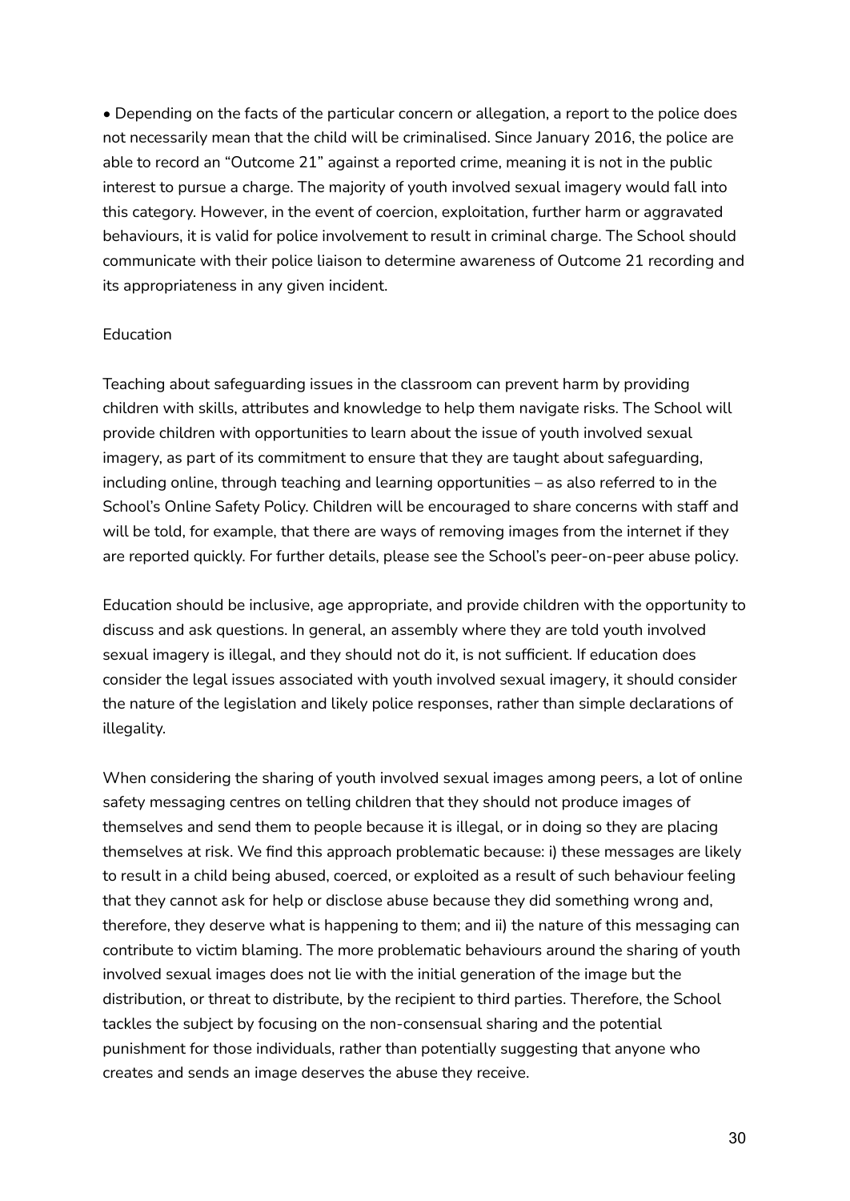- Depending on the facts of the particular concern or allegation, a report to the police does not necessarily mean that the child will be criminalised. Since January 2016, the police are able to record an "Outcome 21" against a reported crime, meaning it is not in the public interest to pursue a charge. The majority of youth involved sexual imagery would fall into this category. However, in the event of coercion, exploitation, further harm or aggravated behaviours, it is valid for police involvement to result in criminal charge. The School should communicate with their police liaison to determine awareness of Outcome 21 recording and its appropriateness in any given incident.

## Education

Teaching about safeguarding issues in the classroom can prevent harm by providing children with skills, attributes and knowledge to help them navigate risks. The School will provide children with opportunities to learn about the issue of youth involved sexual imagery, as part of its commitment to ensure that they are taught about safeguarding, including online, through teaching and learning opportunities – as also referred to in the School's Online Safety Policy. Children will be encouraged to share concerns with staff and will be told, for example, that there are ways of removing images from the internet if they are reported quickly. For further details, please see the School's peer-on-peer abuse policy.

Education should be inclusive, age appropriate, and provide children with the opportunity to discuss and ask questions. In general, an assembly where they are told youth involved sexual imagery is illegal, and they should not do it, is not sufficient. If education does consider the legal issues associated with youth involved sexual imagery, it should consider the nature of the legislation and likely police responses, rather than simple declarations of illegality.

When considering the sharing of youth involved sexual images among peers, a lot of online safety messaging centres on telling children that they should not produce images of themselves and send them to people because it is illegal, or in doing so they are placing themselves at risk. We find this approach problematic because: i) these messages are likely to result in a child being abused, coerced, or exploited as a result of such behaviour feeling that they cannot ask for help or disclose abuse because they did something wrong and, therefore, they deserve what is happening to them; and ii) the nature of this messaging can contribute to victim blaming. The more problematic behaviours around the sharing of youth involved sexual images does not lie with the initial generation of the image but the distribution, or threat to distribute, by the recipient to third parties. Therefore, the School tackles the subject by focusing on the non-consensual sharing and the potential punishment for those individuals, rather than potentially suggesting that anyone who creates and sends an image deserves the abuse they receive.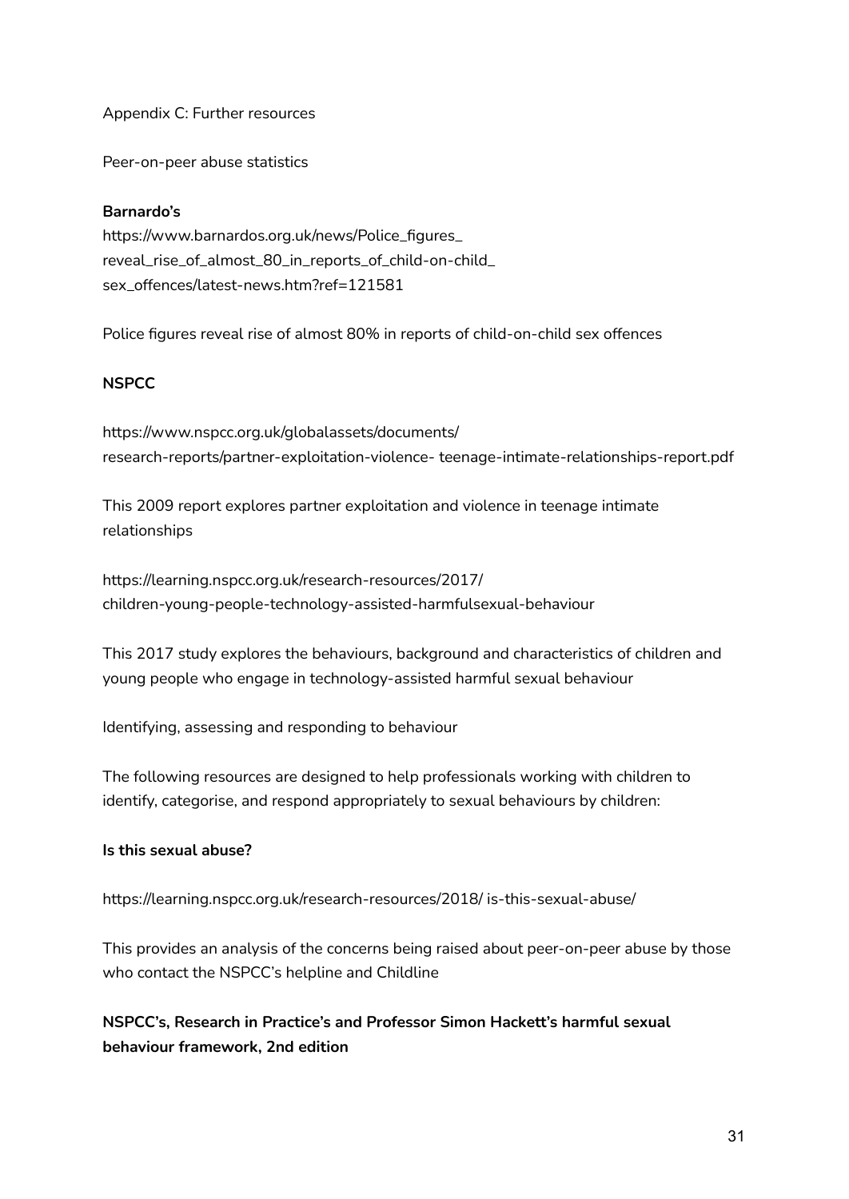## Appendix C: Further resources

### Peer-on-peer abuse statistics

**Barnardo's**

https://www.barnardos.org.uk/news/Police_figures_reveal_rise_of_almost_80_in_reports_of_child-on-child_sex_offences/latest-news.htm?ref=121581

Police figures reveal rise of almost 80% in reports of child-on-child sex offences

**NSPCC**

https://www.nspcc.org.uk/globalassets/documents/research-reports/partner-exploitation-violence- teenage-intimate-relationships-report.pdf

This 2009 report explores partner exploitation and violence in teenage intimate relationships

https://learning.nspcc.org.uk/research-resources/2017/children-young-people-technology-assisted-harmfulsexual-behaviour

This 2017 study explores the behaviours, background and characteristics of children and young people who engage in technology-assisted harmful sexual behaviour

### Identifying, assessing and responding to behaviour

The following resources are designed to help professionals working with children to identify, categorise, and respond appropriately to sexual behaviours by children:

**Is this sexual abuse?**

https://learning.nspcc.org.uk/research-resources/2018/ is-this-sexual-abuse/

This provides an analysis of the concerns being raised about peer-on-peer abuse by those who contact the NSPCC's helpline and Childline

**NSPCC's, Research in Practice's and Professor Simon Hackett's harmful sexual behaviour framework, 2nd edition**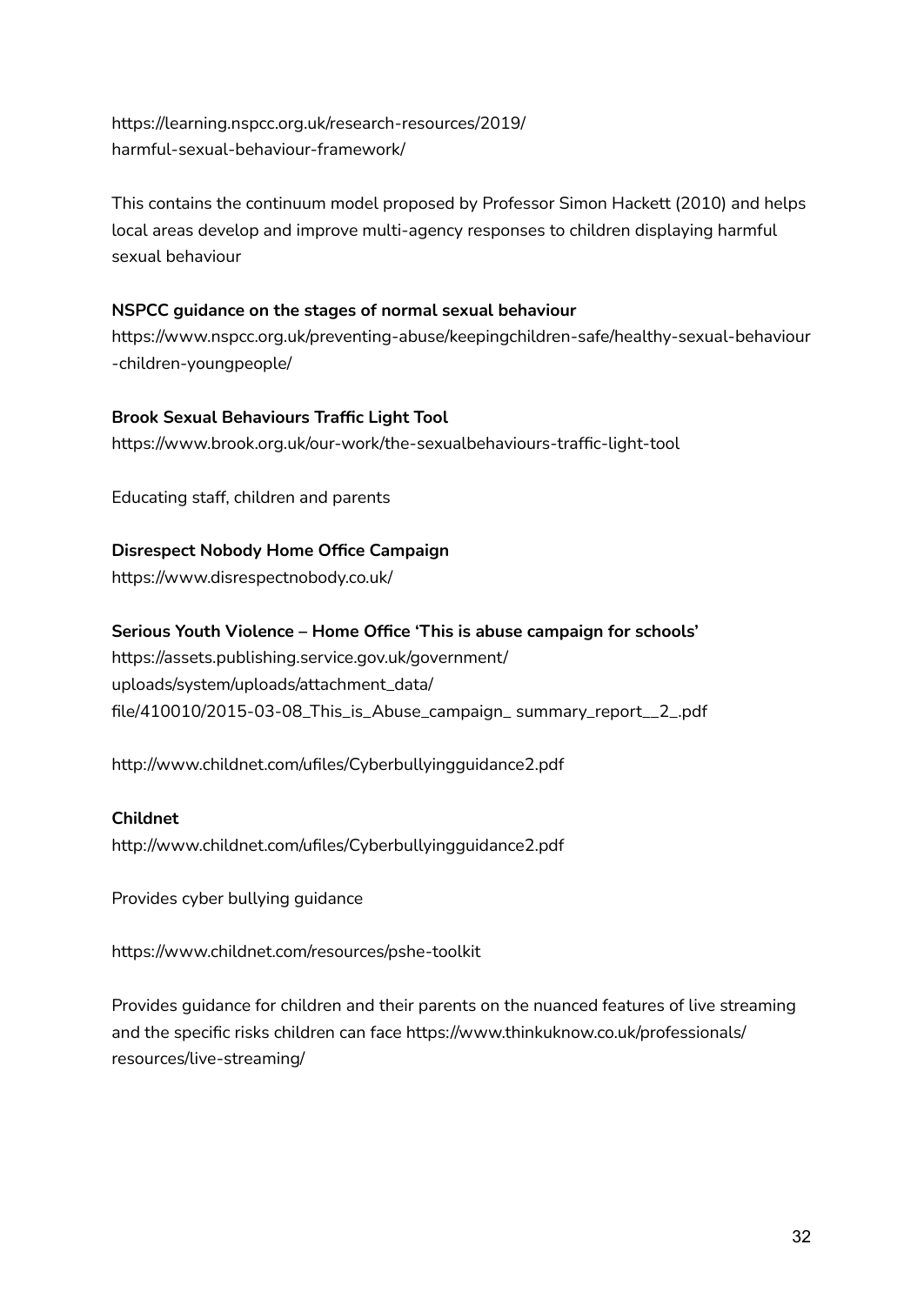https://learning.nspcc.org.uk/research-resources/2019/
harmful-sexual-behaviour-framework/

This contains the continuum model proposed by Professor Simon Hackett (2010) and helps local areas develop and improve multi-agency responses to children displaying harmful sexual behaviour

**NSPCC guidance on the stages of normal sexual behaviour**
https://www.nspcc.org.uk/preventing-abuse/keepingchildren-safe/healthy-sexual-behaviour-children-youngpeople/

**Brook Sexual Behaviours Traffic Light Tool**
https://www.brook.org.uk/our-work/the-sexualbehaviours-traffic-light-tool

Educating staff, children and parents

**Disrespect Nobody Home Office Campaign**
https://www.disrespectnobody.co.uk/

**Serious Youth Violence – Home Office 'This is abuse campaign for schools'**
https://assets.publishing.service.gov.uk/government/
uploads/system/uploads/attachment_data/
file/410010/2015-03-08_This_is_Abuse_campaign_ summary_report__2_.pdf

http://www.childnet.com/ufiles/Cyberbullyingguidance2.pdf

**Childnet**
http://www.childnet.com/ufiles/Cyberbullyingguidance2.pdf

Provides cyber bullying guidance

https://www.childnet.com/resources/pshe-toolkit

Provides guidance for children and their parents on the nuanced features of live streaming and the specific risks children can face https://www.thinkuknow.co.uk/professionals/
resources/live-streaming/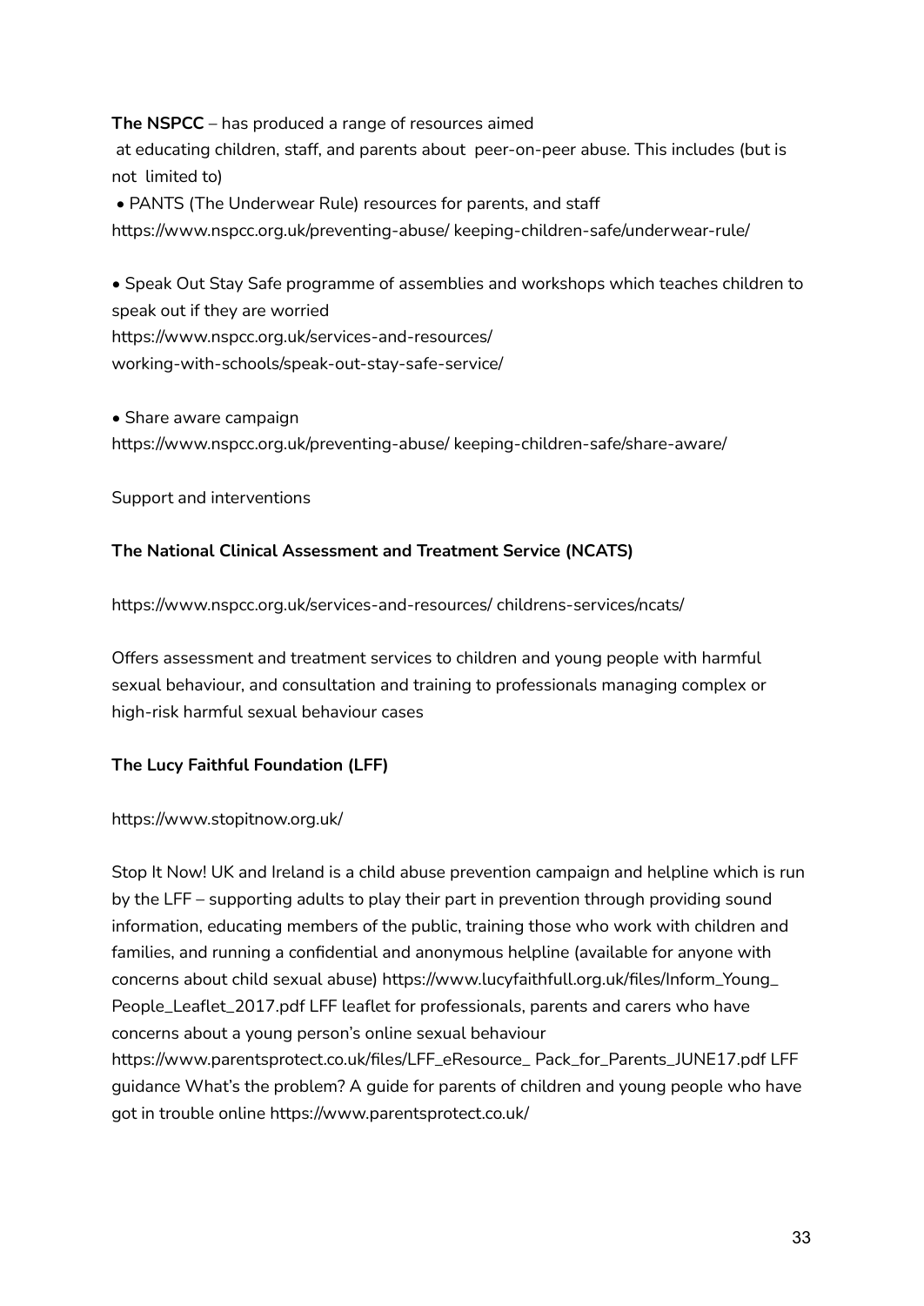**The NSPCC** – has produced a range of resources aimed at educating children, staff, and parents about peer-on-peer abuse. This includes (but is not limited to)

- PANTS (The Underwear Rule) resources for parents, and staff https://www.nspcc.org.uk/preventing-abuse/ keeping-children-safe/underwear-rule/

- Speak Out Stay Safe programme of assemblies and workshops which teaches children to speak out if they are worried https://www.nspcc.org.uk/services-and-resources/ working-with-schools/speak-out-stay-safe-service/

- Share aware campaign https://www.nspcc.org.uk/preventing-abuse/ keeping-children-safe/share-aware/

Support and interventions

**The National Clinical Assessment and Treatment Service (NCATS)**

https://www.nspcc.org.uk/services-and-resources/ childrens-services/ncats/

Offers assessment and treatment services to children and young people with harmful sexual behaviour, and consultation and training to professionals managing complex or high-risk harmful sexual behaviour cases

**The Lucy Faithful Foundation (LFF)**

https://www.stopitnow.org.uk/

Stop It Now! UK and Ireland is a child abuse prevention campaign and helpline which is run by the LFF – supporting adults to play their part in prevention through providing sound information, educating members of the public, training those who work with children and families, and running a confidential and anonymous helpline (available for anyone with concerns about child sexual abuse) https://www.lucyfaithfull.org.uk/files/Inform_Young_ People_Leaflet_2017.pdf LFF leaflet for professionals, parents and carers who have concerns about a young person's online sexual behaviour https://www.parentsprotect.co.uk/files/LFF_eResource_ Pack_for_Parents_JUNE17.pdf LFF guidance What's the problem? A guide for parents of children and young people who have got in trouble online https://www.parentsprotect.co.uk/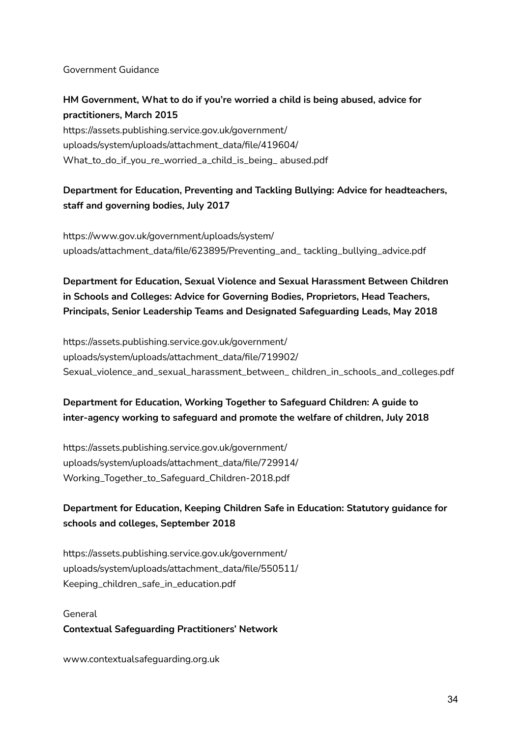Government Guidance

**HM Government, What to do if you're worried a child is being abused, advice for practitioners, March 2015**

https://assets.publishing.service.gov.uk/government/uploads/system/uploads/attachment_data/file/419604/What_to_do_if_you_re_worried_a_child_is_being_ abused.pdf

**Department for Education, Preventing and Tackling Bullying: Advice for headteachers, staff and governing bodies, July 2017**

https://www.gov.uk/government/uploads/system/uploads/attachment_data/file/623895/Preventing_and_ tackling_bullying_advice.pdf

**Department for Education, Sexual Violence and Sexual Harassment Between Children in Schools and Colleges: Advice for Governing Bodies, Proprietors, Head Teachers, Principals, Senior Leadership Teams and Designated Safeguarding Leads, May 2018**

https://assets.publishing.service.gov.uk/government/uploads/system/uploads/attachment_data/file/719902/Sexual_violence_and_sexual_harassment_between_ children_in_schools_and_colleges.pdf

**Department for Education, Working Together to Safeguard Children: A guide to inter-agency working to safeguard and promote the welfare of children, July 2018**

https://assets.publishing.service.gov.uk/government/uploads/system/uploads/attachment_data/file/729914/Working_Together_to_Safeguard_Children-2018.pdf

**Department for Education, Keeping Children Safe in Education: Statutory guidance for schools and colleges, September 2018**

https://assets.publishing.service.gov.uk/government/uploads/system/uploads/attachment_data/file/550511/Keeping_children_safe_in_education.pdf

General

**Contextual Safeguarding Practitioners' Network**

www.contextualsafeguarding.org.uk